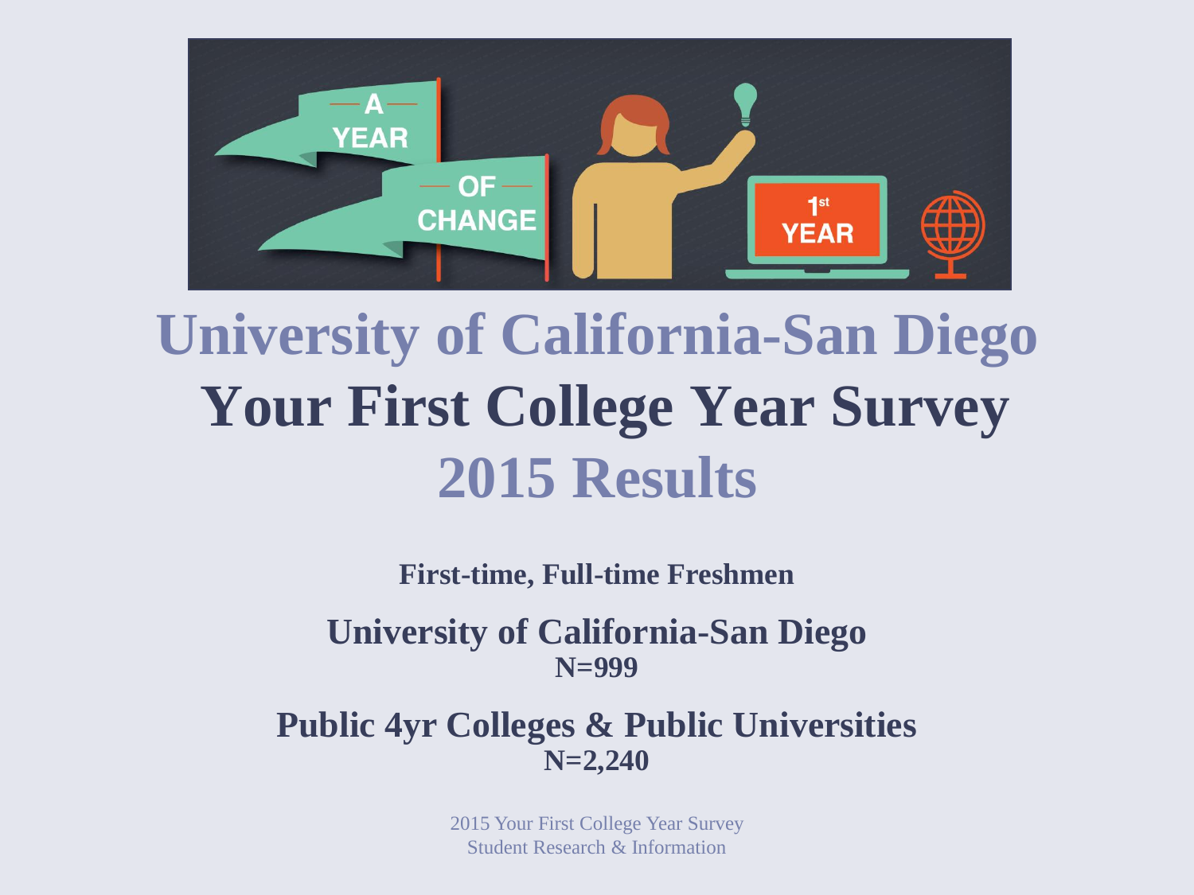# University of California-San Diego

# Your First College Year Survey

# 2015 Results

**First-time, Full-time Freshmen**

**University of California-San Diego**
**N=999**

**Public 4yr Colleges & Public Universities**
**N=2,240**

2015 Your First College Year Survey
Student Research & Information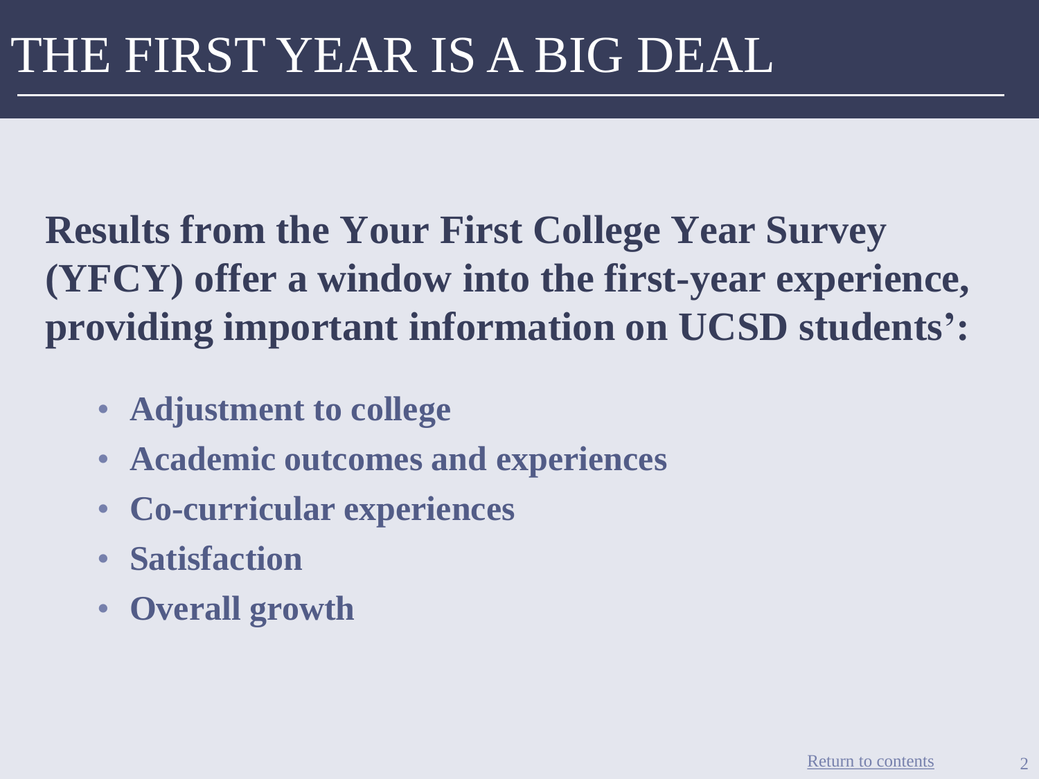# THE FIRST YEAR IS A BIG DEAL

**Results from the Your First College Year Survey (YFCY) offer a window into the first-year experience, providing important information on UCSD students':**

- **Adjustment to college**
- **Academic outcomes and experiences**
- **Co-curricular experiences**
- **Satisfaction**
- **Overall growth**

Return to contents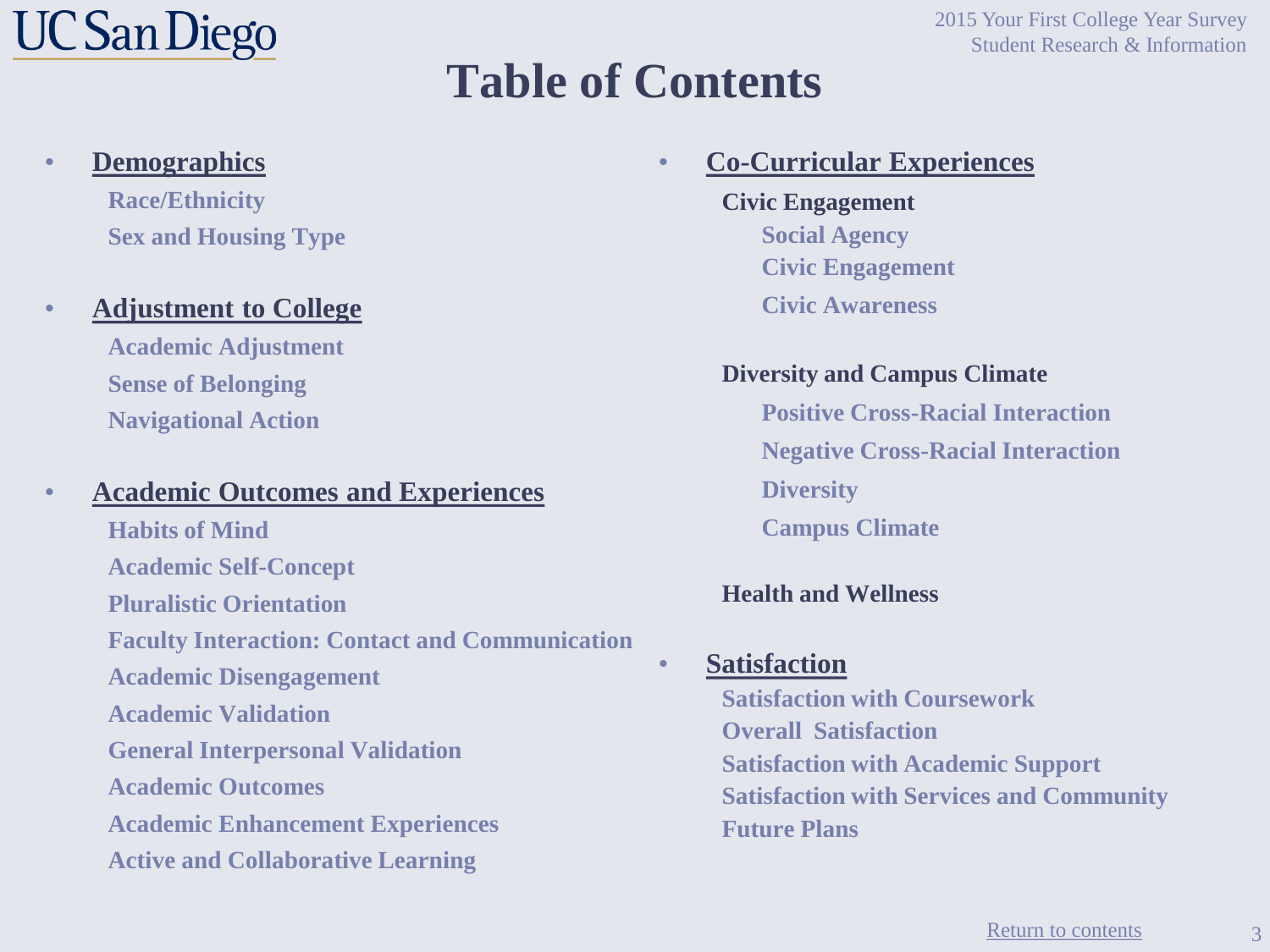# Table of Contents

- **Demographics**
  - Race/Ethnicity
  - Sex and Housing Type

- **Adjustment to College**
  - Academic Adjustment
  - Sense of Belonging
  - Navigational Action

- **Academic Outcomes and Experiences**
  - Habits of Mind
  - Academic Self-Concept
  - Pluralistic Orientation
  - Faculty Interaction: Contact and Communication
  - Academic Disengagement
  - Academic Validation
  - General Interpersonal Validation
  - Academic Outcomes
  - Academic Enhancement Experiences
  - Active and Collaborative Learning

- **Co-Curricular Experiences**
  - **Civic Engagement**
    - Social Agency
    - Civic Engagement
    - Civic Awareness
  - **Diversity and Campus Climate**
    - Positive Cross-Racial Interaction
    - Negative Cross-Racial Interaction
    - Diversity
    - Campus Climate
  - **Health and Wellness**

- **Satisfaction**
  - Satisfaction with Coursework
  - Overall Satisfaction
  - Satisfaction with Academic Support
  - Satisfaction with Services and Community
  - Future Plans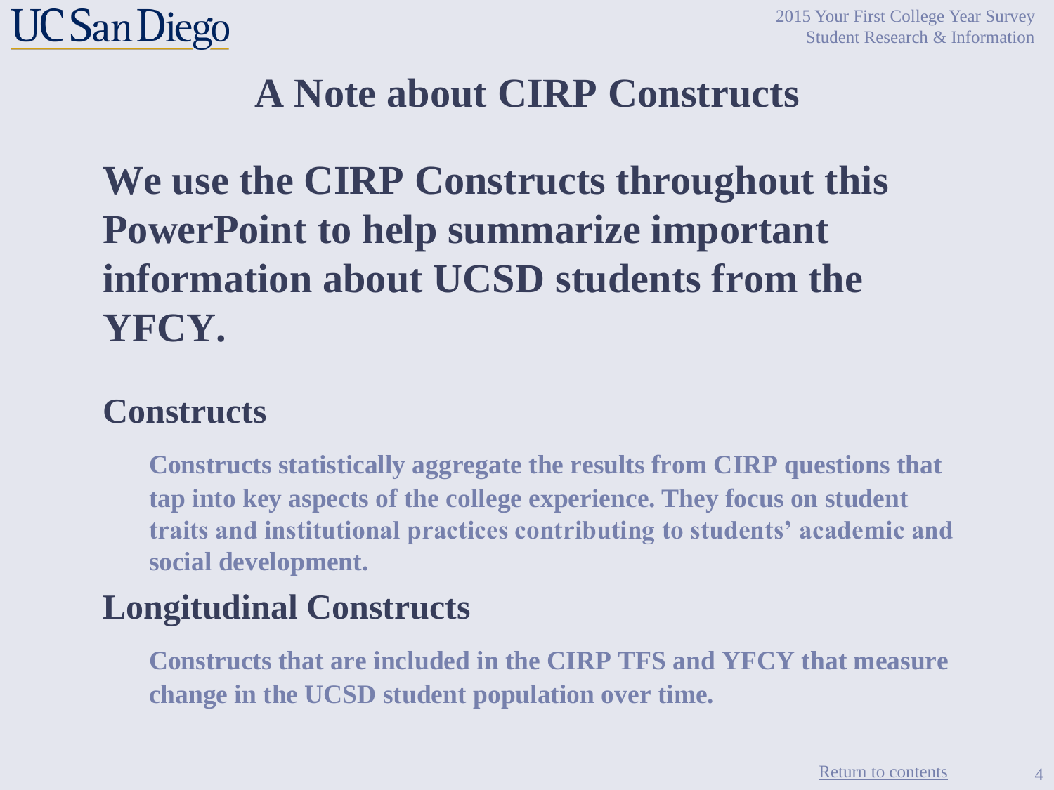# A Note about CIRP Constructs

**We use the CIRP Constructs throughout this PowerPoint to help summarize important information about UCSD students from the YFCY.**

## Constructs

**Constructs statistically aggregate the results from CIRP questions that tap into key aspects of the college experience. They focus on student traits and institutional practices contributing to students' academic and social development.**

## Longitudinal Constructs

**Constructs that are included in the CIRP TFS and YFCY that measure change in the UCSD student population over time.**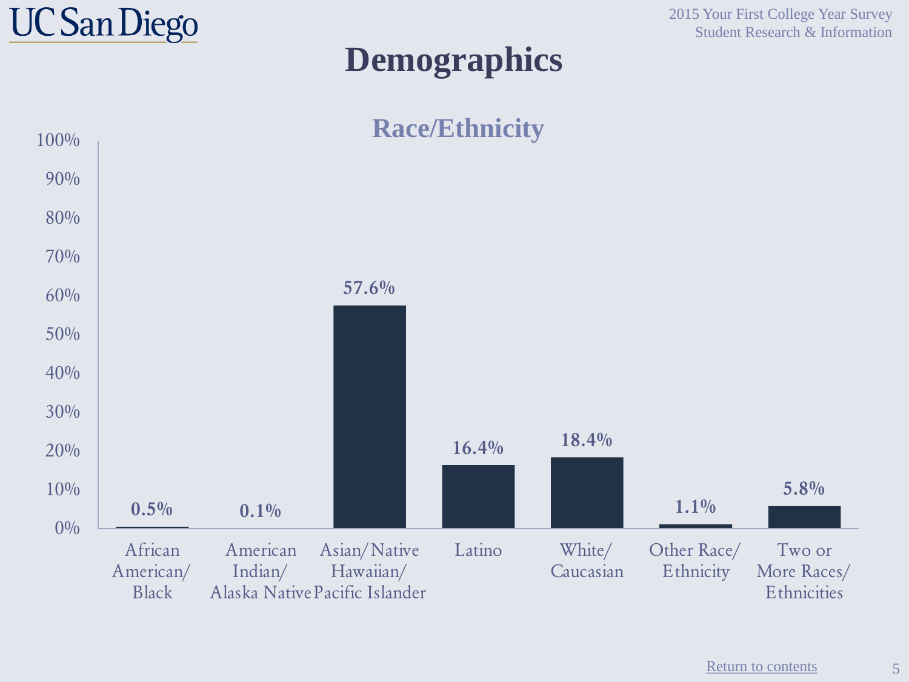# Demographics

## Race/Ethnicity

| Race/Ethnicity | Percentage |
| --- | --- |
| African American/ Black | 0.5% |
| American Indian/ Alaska Native | 0.1% |
| Asian/ Native Hawaiian/ Pacific Islander | 57.6% |
| Latino | 16.4% |
| White/ Caucasian | 18.4% |
| Other Race/ Ethnicity | 1.1% |
| Two or More Races/ Ethnicities | 5.8% |

Return to contents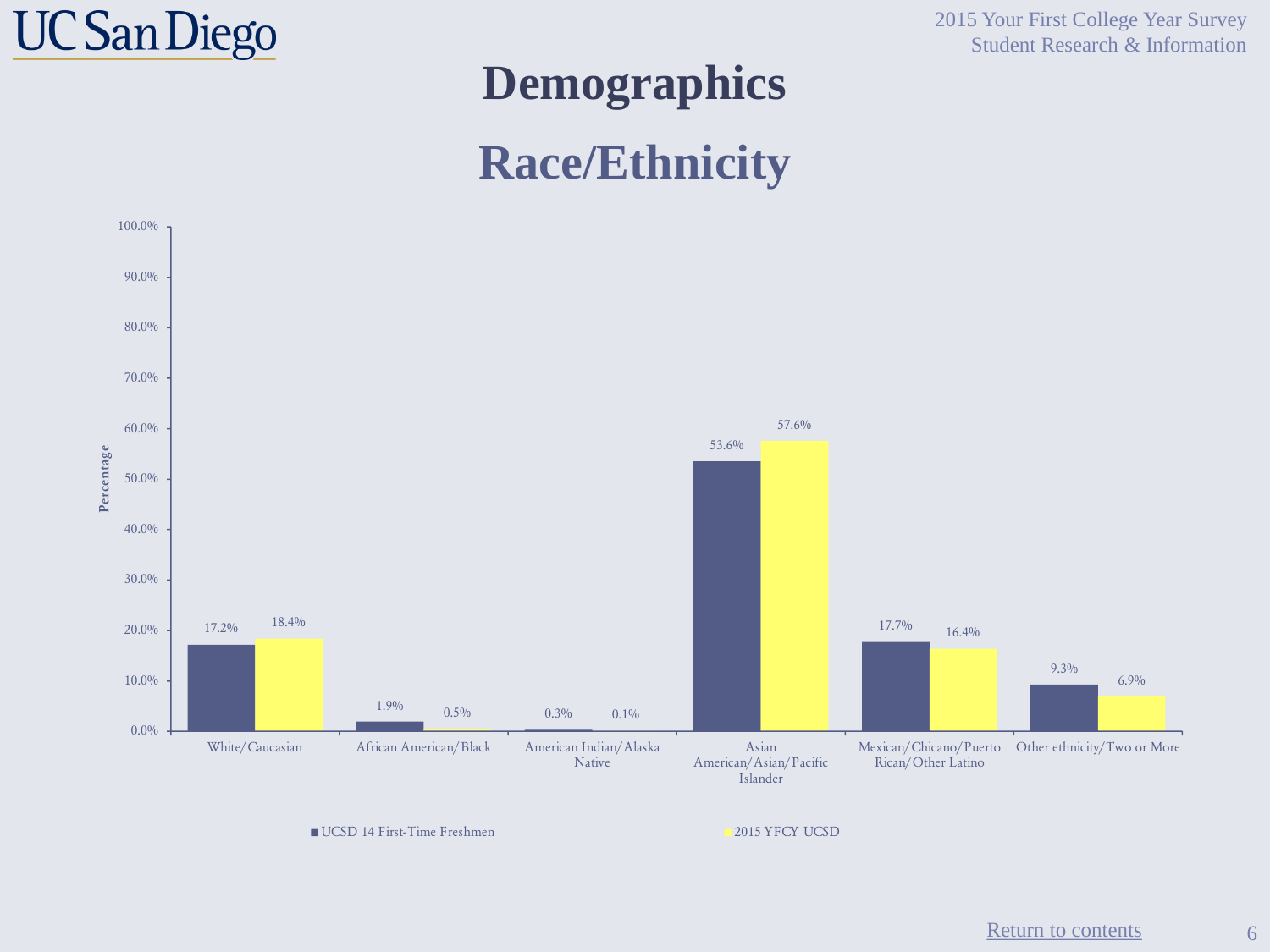# Demographics

## Race/Ethnicity

| Race/Ethnicity | UCSD 14 First-Time Freshmen | 2015 YFCY UCSD |
|---|---|---|
| White/Caucasian | 17.2% | 18.4% |
| African American/Black | 1.9% | 0.5% |
| American Indian/Alaska Native | 0.3% | 0.1% |
| Asian American/Asian/Pacific Islander | 53.6% | 57.6% |
| Mexican/Chicano/Puerto Rican/Other Latino | 17.7% | 16.4% |
| Other ethnicity/Two or More | 9.3% | 6.9% |

Return to contents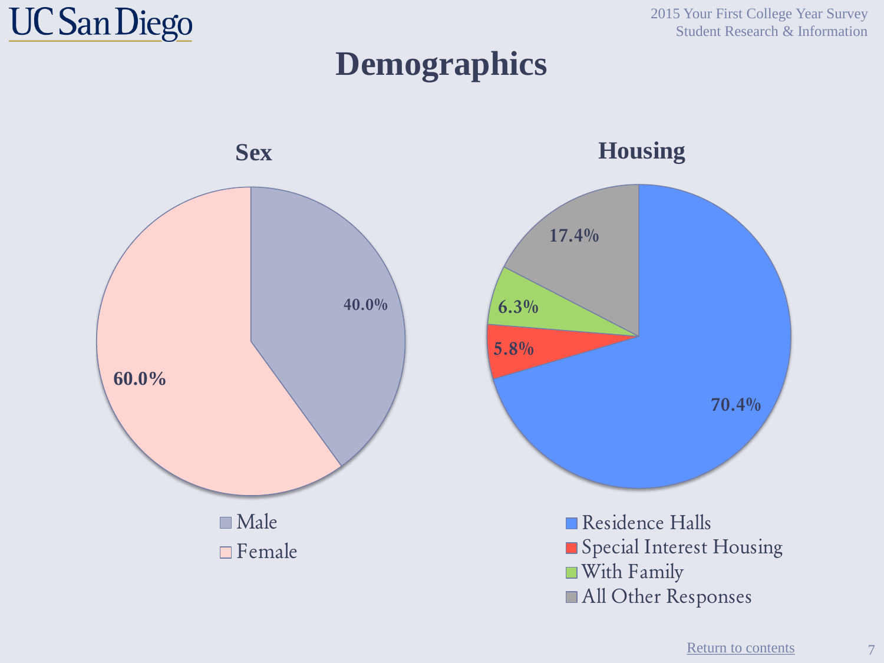# Demographics

## Sex

| Sex | Percent |
| --- | --- |
| Male | 40.0% |
| Female | 60.0% |

## Housing

| Housing | Percent |
| --- | --- |
| Residence Halls | 70.4% |
| Special Interest Housing | 5.8% |
| With Family | 6.3% |
| All Other Responses | 17.4% |

Return to contents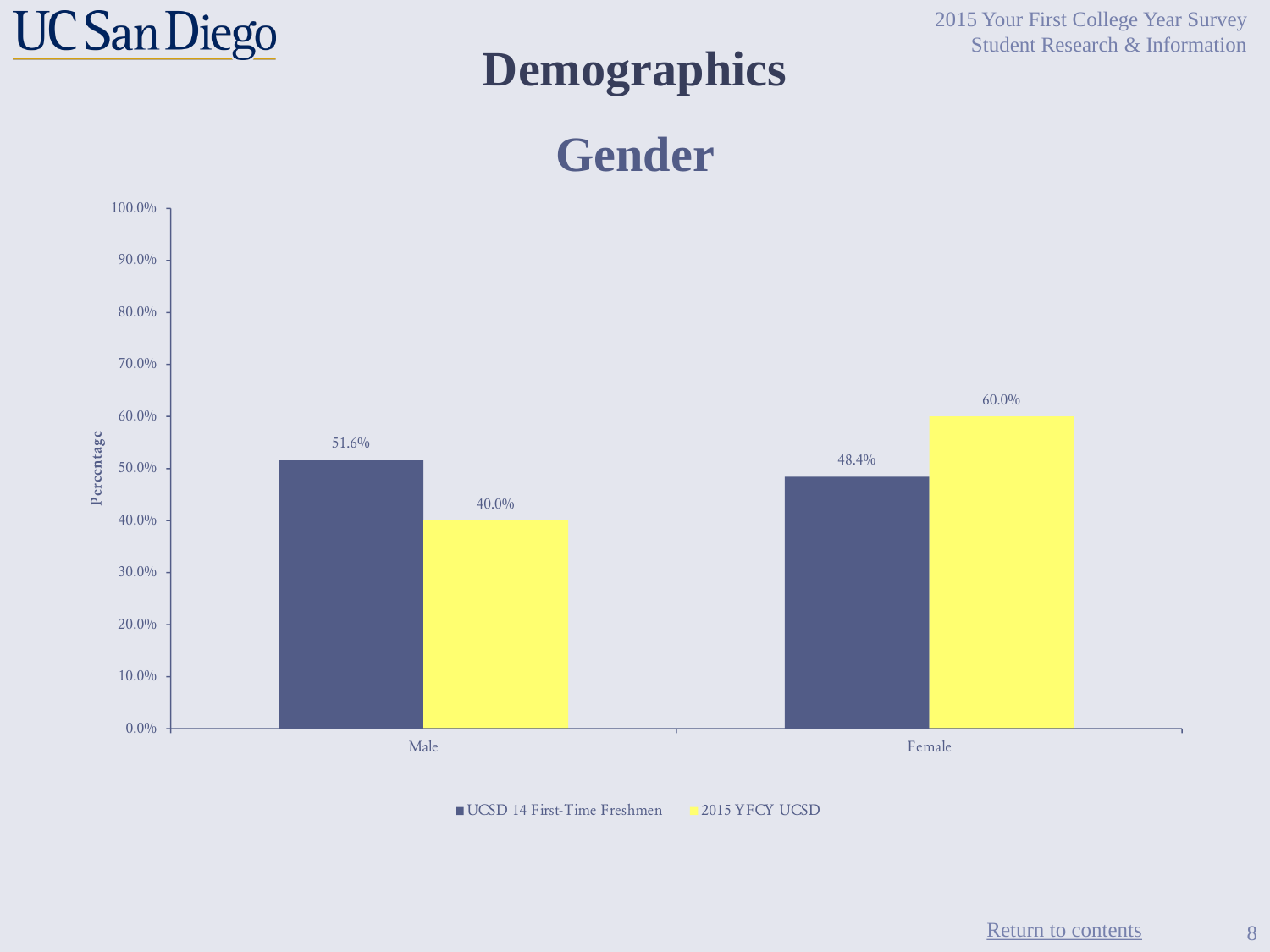# Demographics

## Gender

| | UCSD 14 First-Time Freshmen | 2015 YFCY UCSD |
|---|---|---|
| Male | 51.6% | 40.0% |
| Female | 48.4% | 60.0% |

Return to contents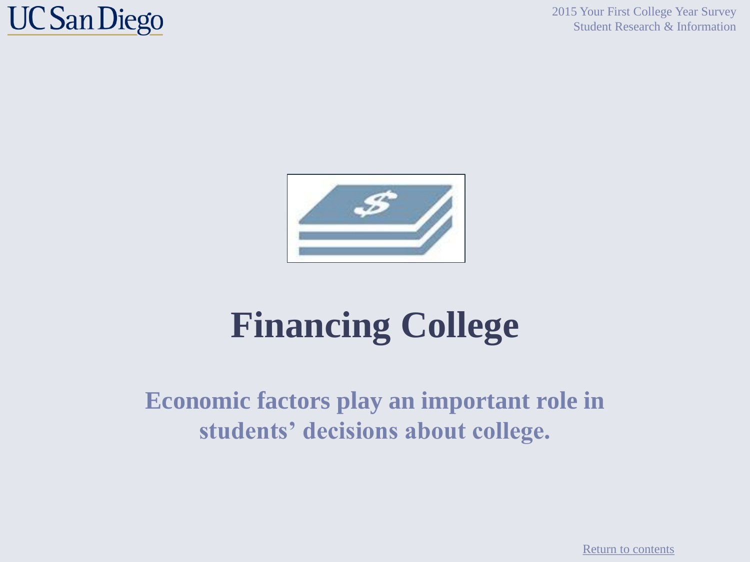# Financing College

**Economic factors play an important role in students' decisions about college.**

Return to contents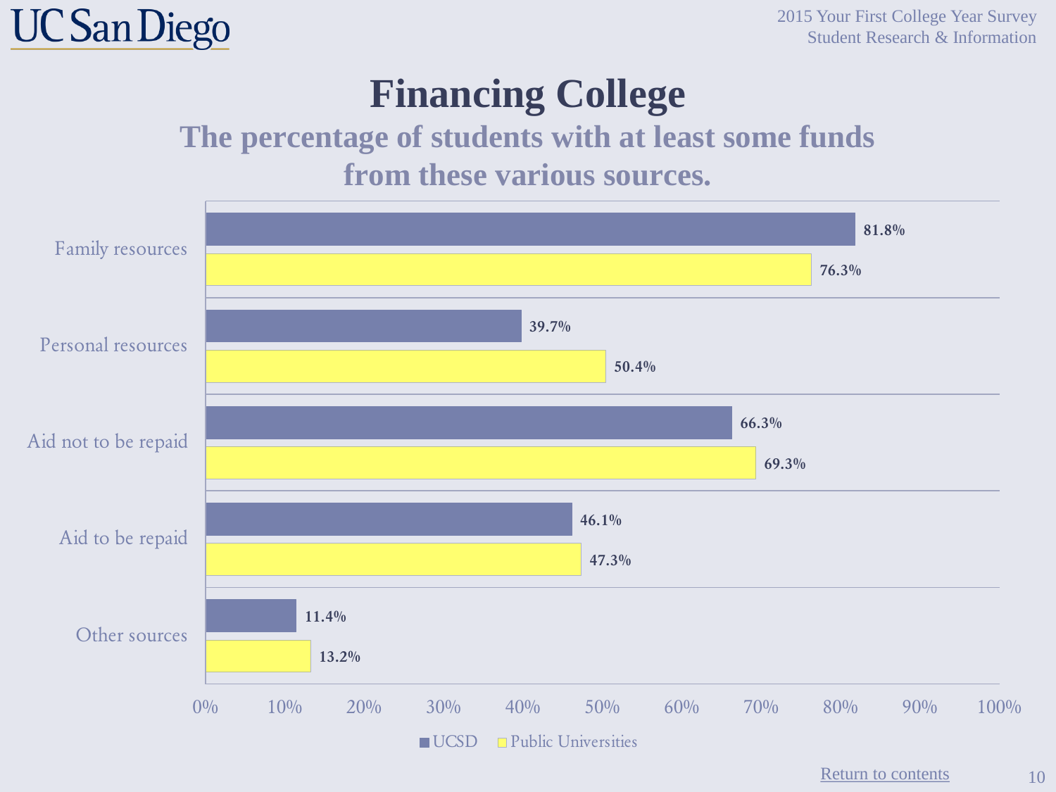# Financing College

## The percentage of students with at least some funds from these various sources.

| Source | UCSD | Public Universities |
|---|---|---|
| Family resources | 81.8% | 76.3% |
| Personal resources | 39.7% | 50.4% |
| Aid not to be repaid | 66.3% | 69.3% |
| Aid to be repaid | 46.1% | 47.3% |
| Other sources | 11.4% | 13.2% |

Return to contents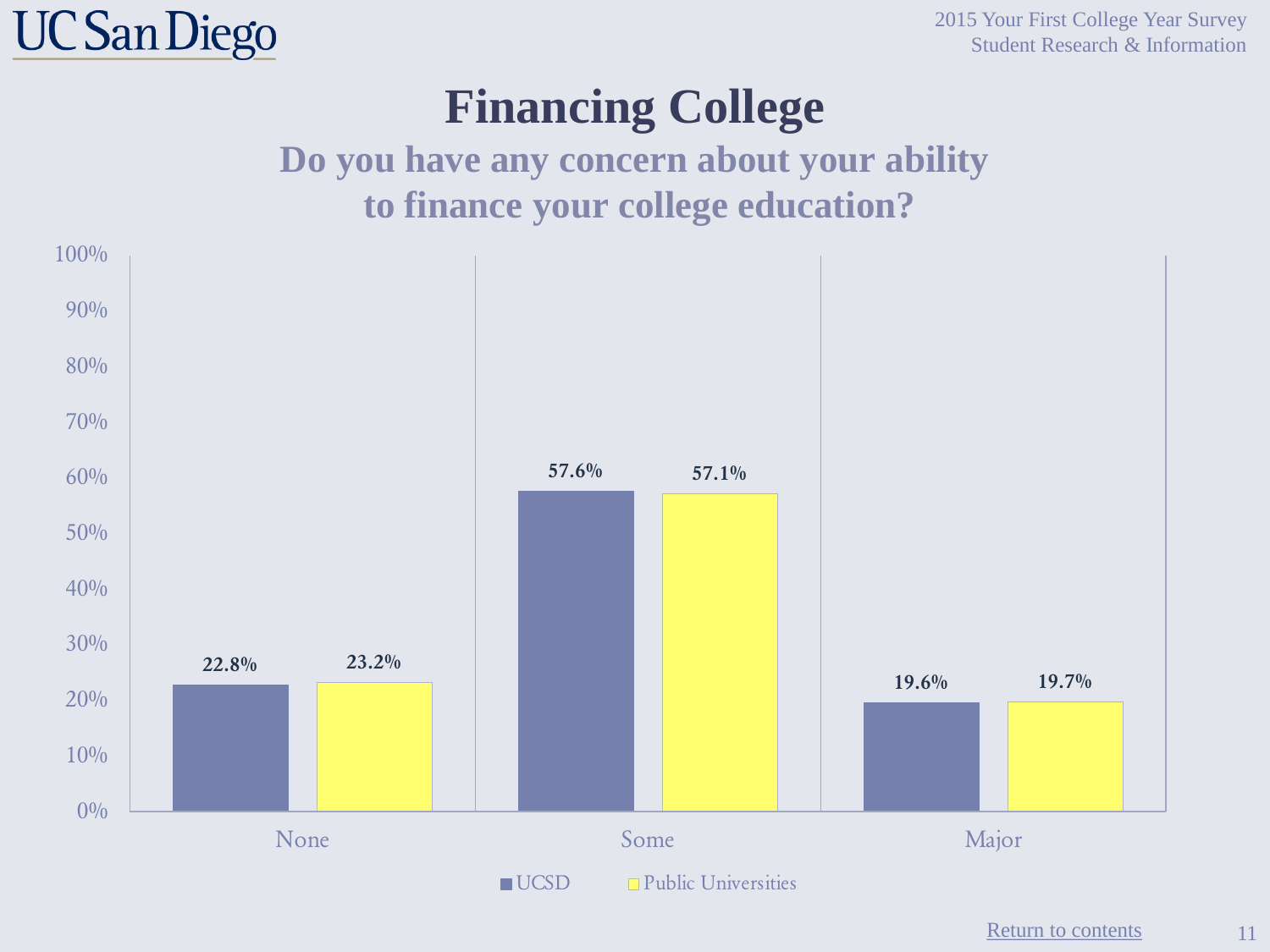# Financing College

## Do you have any concern about your ability to finance your college education?

| | UCSD | Public Universities |
|---|---|---|
| None | 22.8% | 23.2% |
| Some | 57.6% | 57.1% |
| Major | 19.6% | 19.7% |

Return to contents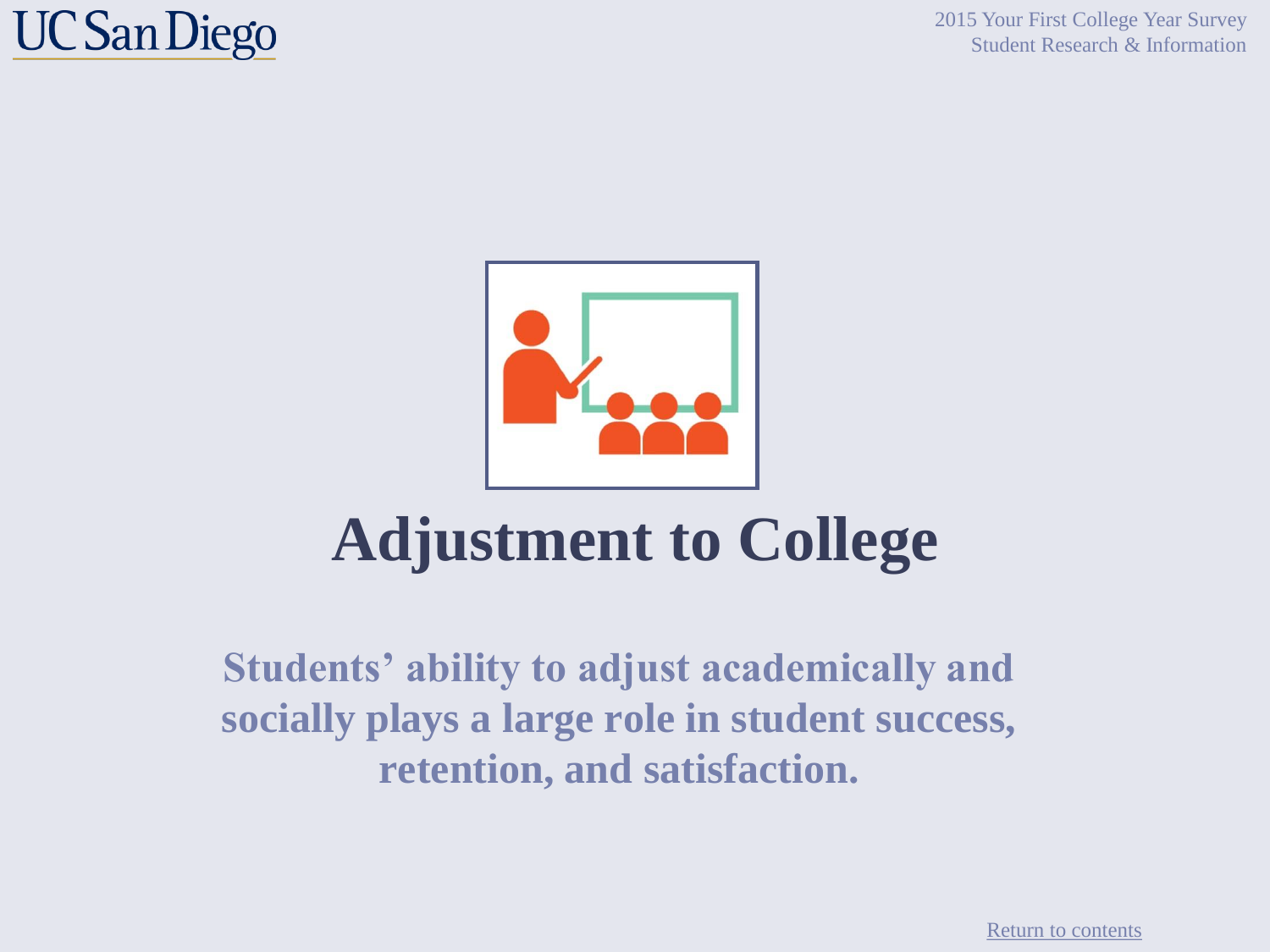# Adjustment to College

**Students' ability to adjust academically and socially plays a large role in student success, retention, and satisfaction.**

Return to contents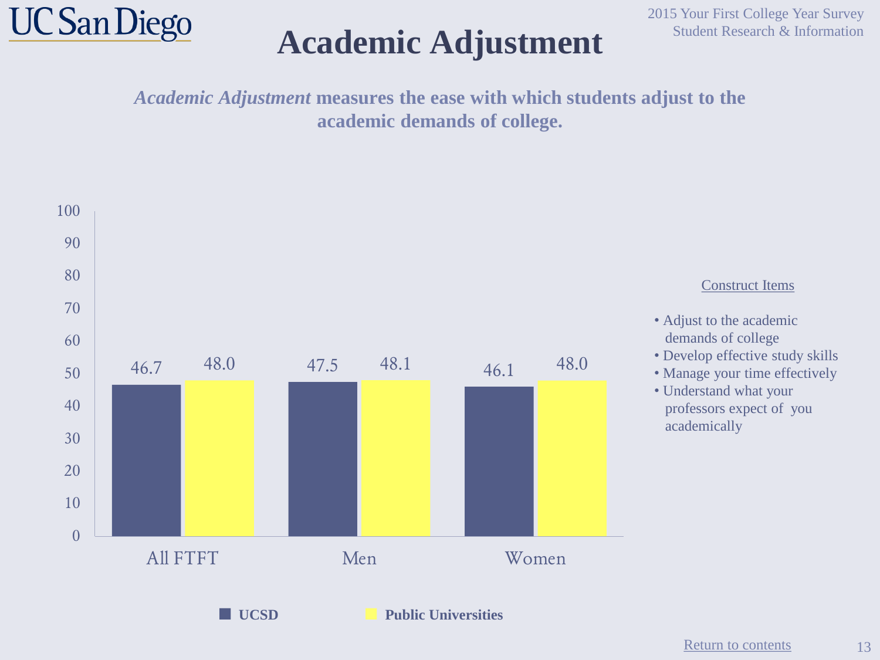# Academic Adjustment

***Academic Adjustment*** **measures the ease with which students adjust to the academic demands of college.**

| | UCSD | Public Universities |
|---|---|---|
| All FTFT | 46.7 | 48.0 |
| Men | 47.5 | 48.1 |
| Women | 46.1 | 48.0 |

Construct Items

- Adjust to the academic demands of college
- Develop effective study skills
- Manage your time effectively
- Understand what your professors expect of you academically

Return to contents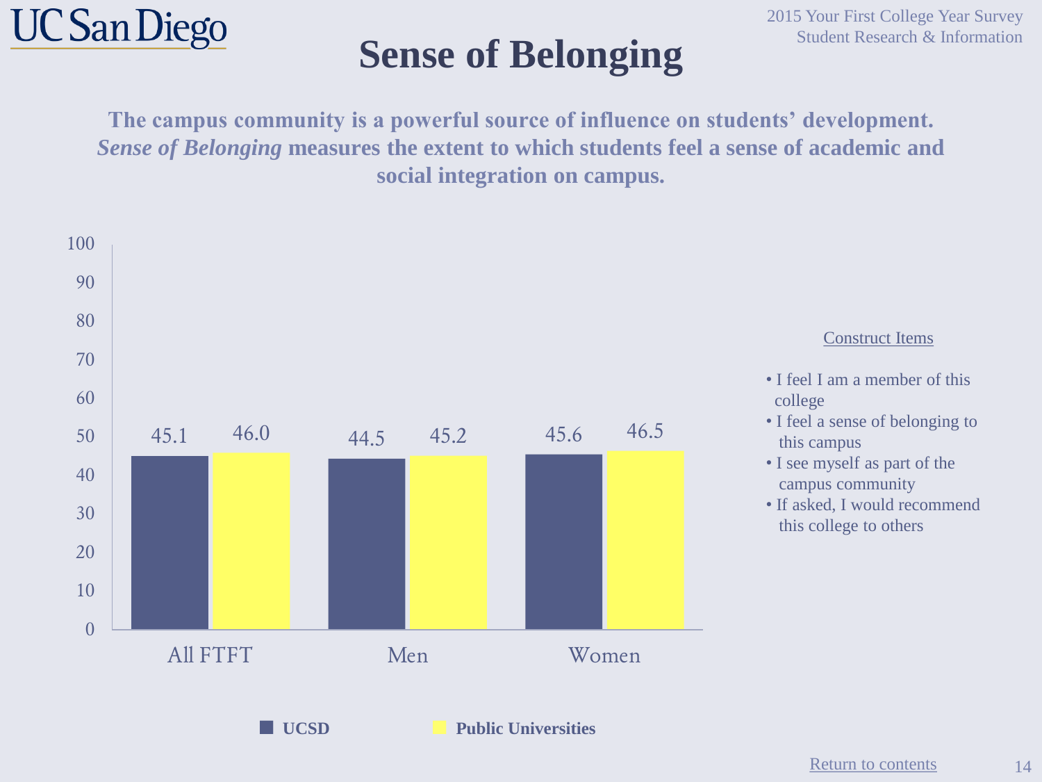# Sense of Belonging

**The campus community is a powerful source of influence on students' development.** ***Sense of Belonging*** **measures the extent to which students feel a sense of academic and social integration on campus.**

| | UCSD | Public Universities |
|---|---|---|
| All FTFT | 45.1 | 46.0 |
| Men | 44.5 | 45.2 |
| Women | 45.6 | 46.5 |

Construct Items

- I feel I am a member of this college
- I feel a sense of belonging to this campus
- I see myself as part of the campus community
- If asked, I would recommend this college to others

Return to contents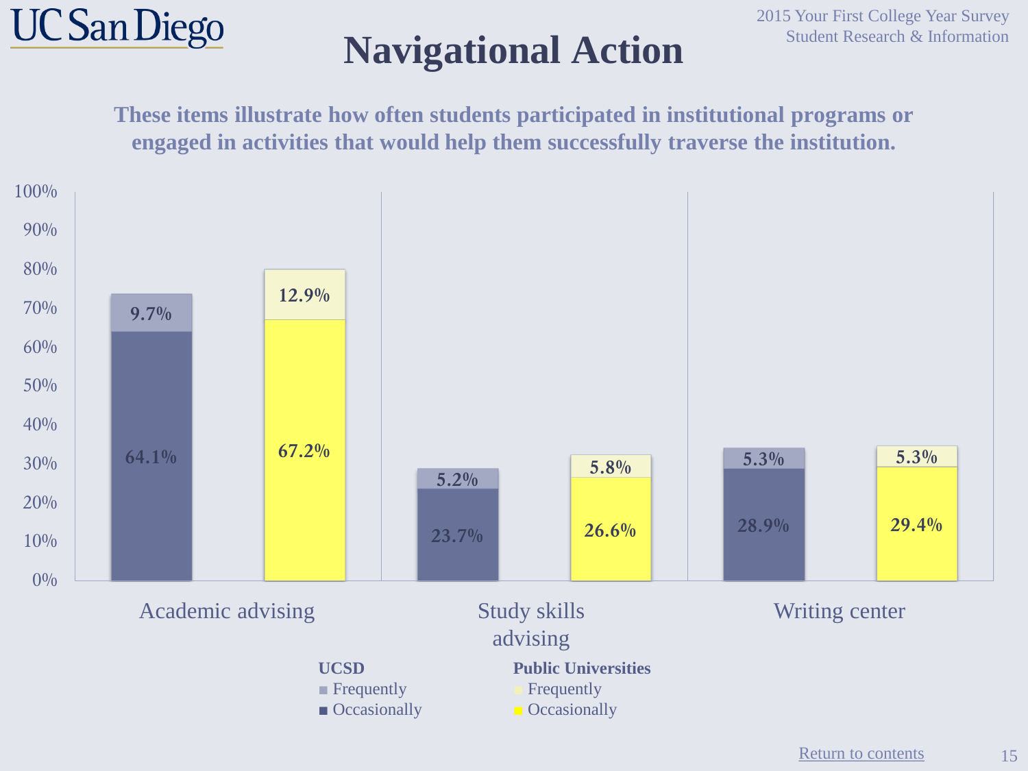# Navigational Action

**These items illustrate how often students participated in institutional programs or engaged in activities that would help them successfully traverse the institution.**

| | UCSD Occasionally | UCSD Frequently | Public Universities Occasionally | Public Universities Frequently |
|---|---|---|---|---|
| Academic advising | 64.1% | 9.7% | 67.2% | 12.9% |
| Study skills advising | 23.7% | 5.2% | 26.6% | 5.8% |
| Writing center | 28.9% | 5.3% | 29.4% | 5.3% |

Return to contents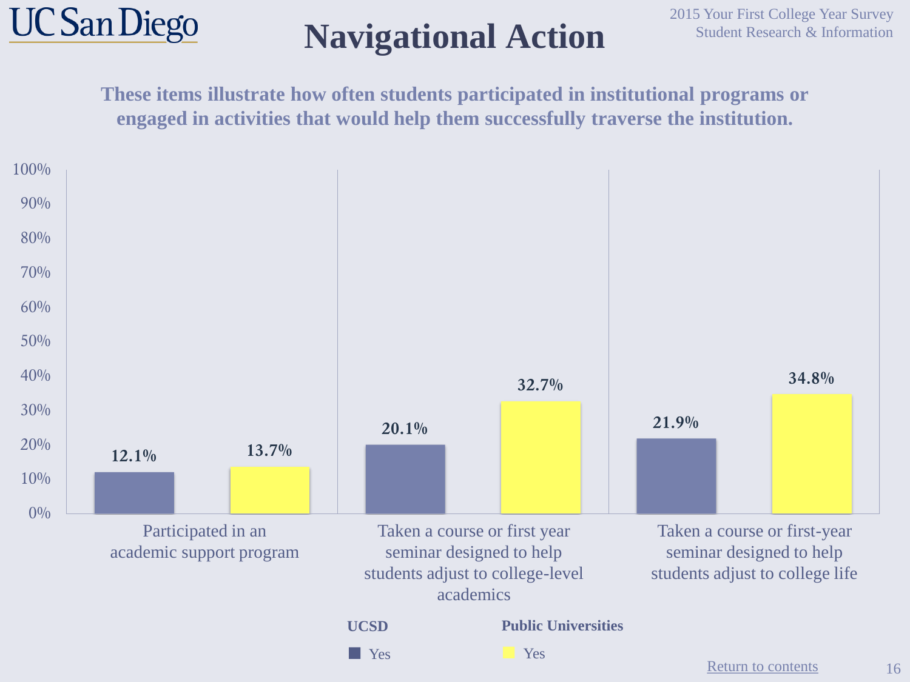UC San Diego

2015 Your First College Year Survey
Student Research & Information

# Navigational Action

**These items illustrate how often students participated in institutional programs or engaged in activities that would help them successfully traverse the institution.**

| Item | UCSD (Yes) | Public Universities (Yes) |
|---|---|---|
| Participated in an academic support program | 12.1% | 13.7% |
| Taken a course or first year seminar designed to help students adjust to college-level academics | 20.1% | 32.7% |
| Taken a course or first-year seminar designed to help students adjust to college life | 21.9% | 34.8% |

Return to contents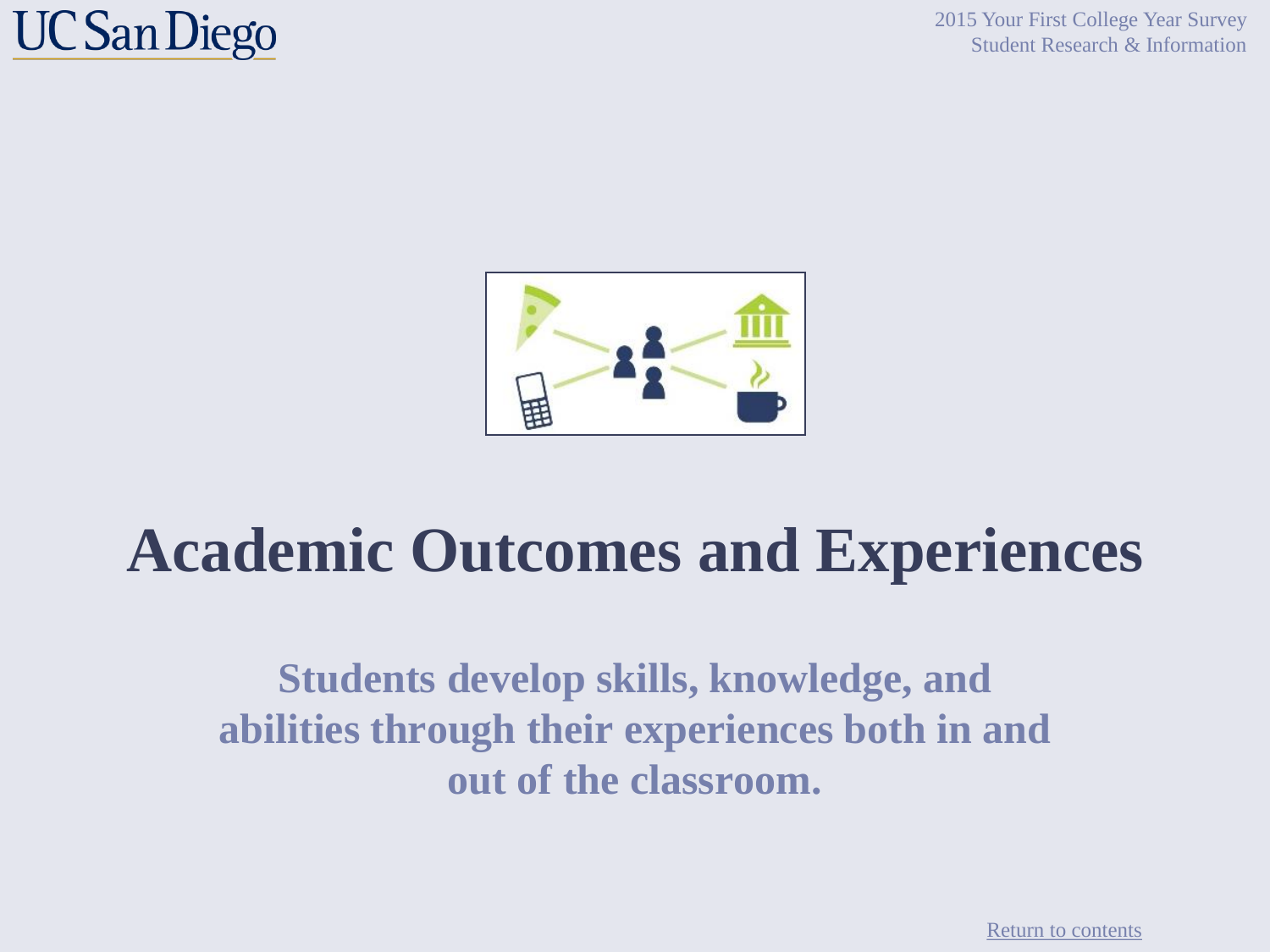# Academic Outcomes and Experiences

**Students develop skills, knowledge, and abilities through their experiences both in and out of the classroom.**

Return to contents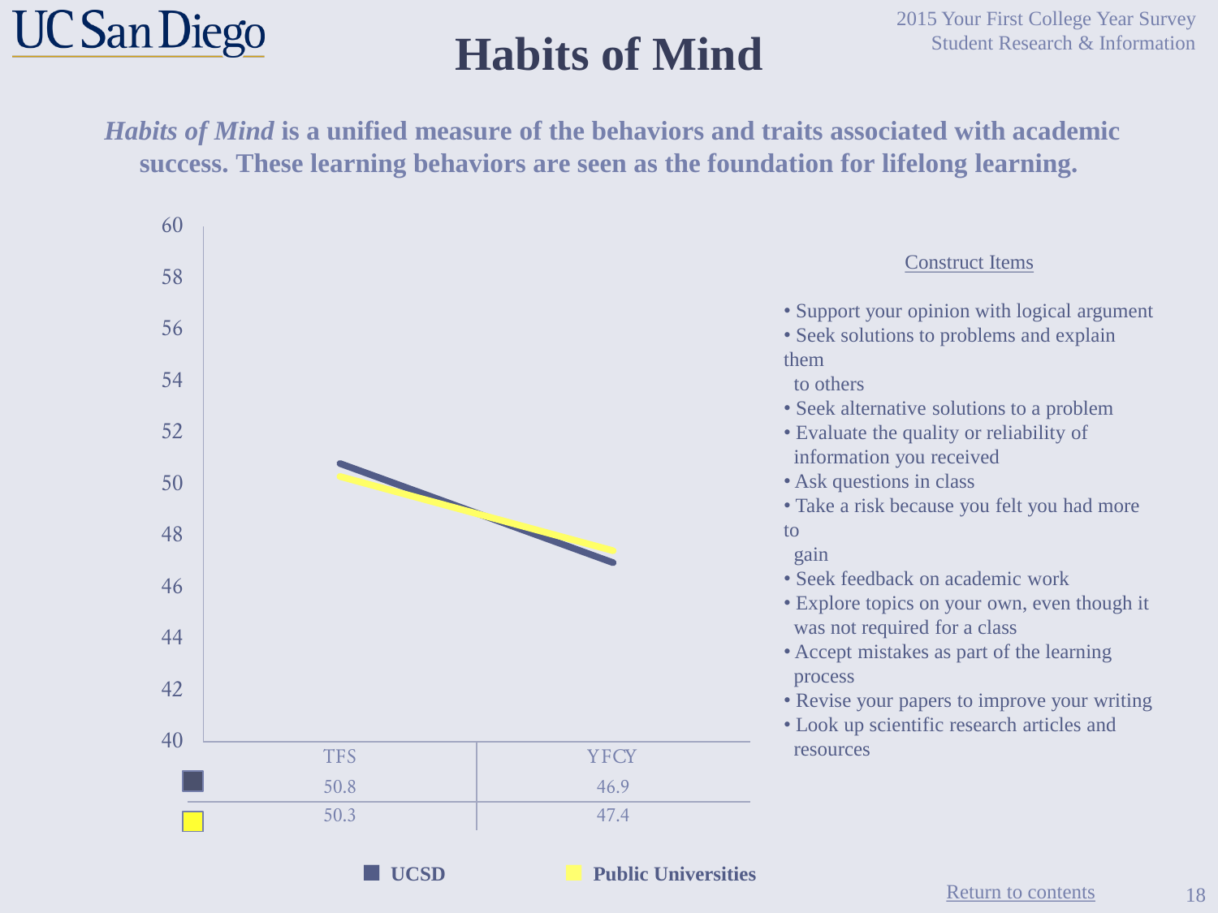# Habits of Mind

***Habits of Mind*** **is a unified measure of the behaviors and traits associated with academic success. These learning behaviors are seen as the foundation for lifelong learning.**

| | TFS | YFCY |
|---|---|---|
| UCSD | 50.8 | 46.9 |
| Public Universities | 50.3 | 47.4 |

Construct Items

- Support your opinion with logical argument
- Seek solutions to problems and explain them to others
- Seek alternative solutions to a problem
- Evaluate the quality or reliability of information you received
- Ask questions in class
- Take a risk because you felt you had more to gain
- Seek feedback on academic work
- Explore topics on your own, even though it was not required for a class
- Accept mistakes as part of the learning process
- Revise your papers to improve your writing
- Look up scientific research articles and resources

Return to contents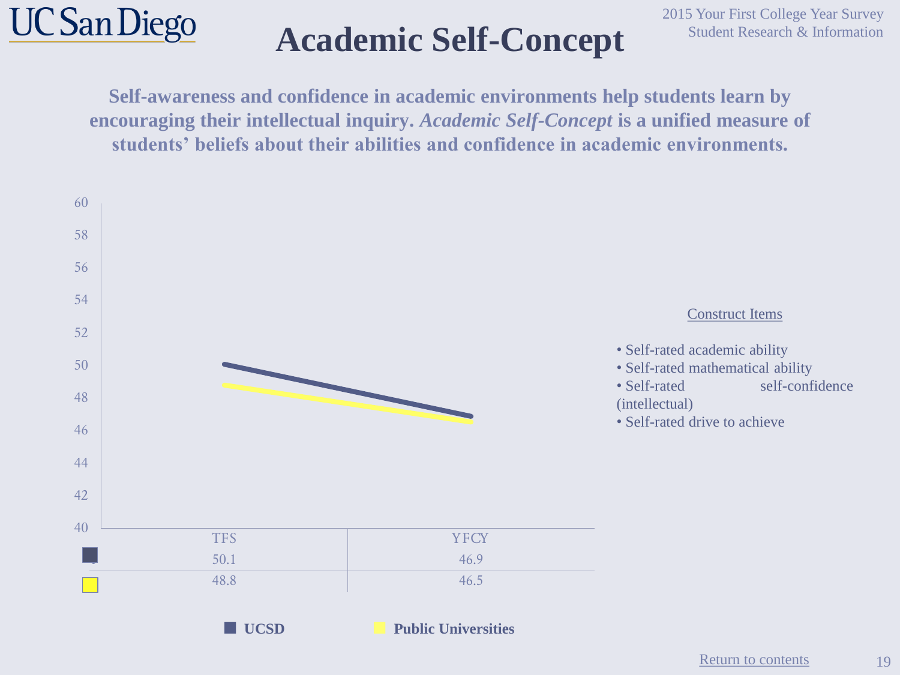# Academic Self-Concept

2015 Your First College Year Survey
Student Research & Information

**Self-awareness and confidence in academic environments help students learn by encouraging their intellectual inquiry. *Academic Self-Concept* is a unified measure of students' beliefs about their abilities and confidence in academic environments.**

| | TFS | YFCY |
|---|---|---|
| UCSD | 50.1 | 46.9 |
| Public Universities | 48.8 | 46.5 |

Construct Items

- Self-rated academic ability
- Self-rated mathematical ability
- Self-rated self-confidence (intellectual)
- Self-rated drive to achieve

Return to contents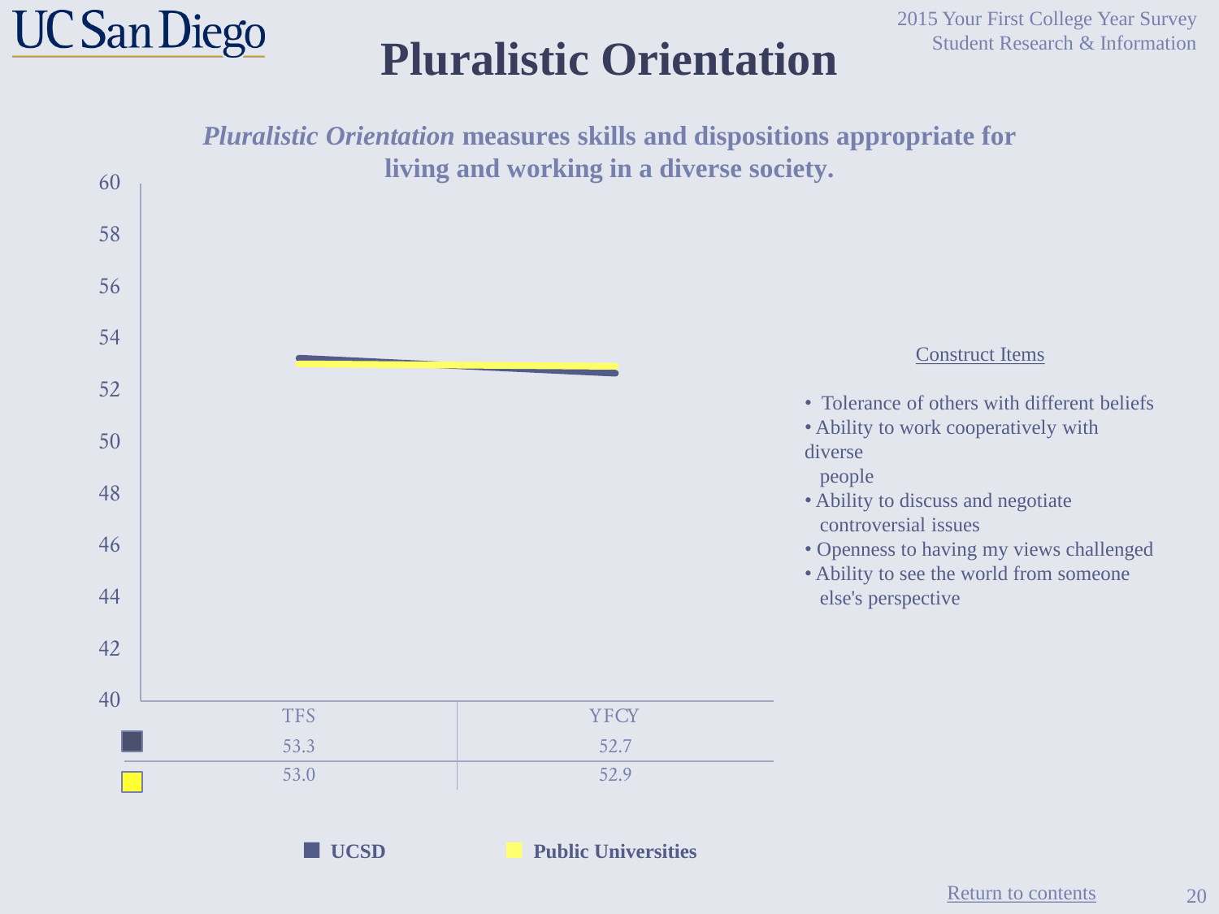# Pluralistic Orientation

***Pluralistic Orientation* measures skills and dispositions appropriate for living and working in a diverse society.**

| | TFS | YFCY |
|---|---|---|
| UCSD | 53.3 | 52.7 |
| Public Universities | 53.0 | 52.9 |

Construct Items

- Tolerance of others with different beliefs
- Ability to work cooperatively with diverse people
- Ability to discuss and negotiate controversial issues
- Openness to having my views challenged
- Ability to see the world from someone else's perspective

Return to contents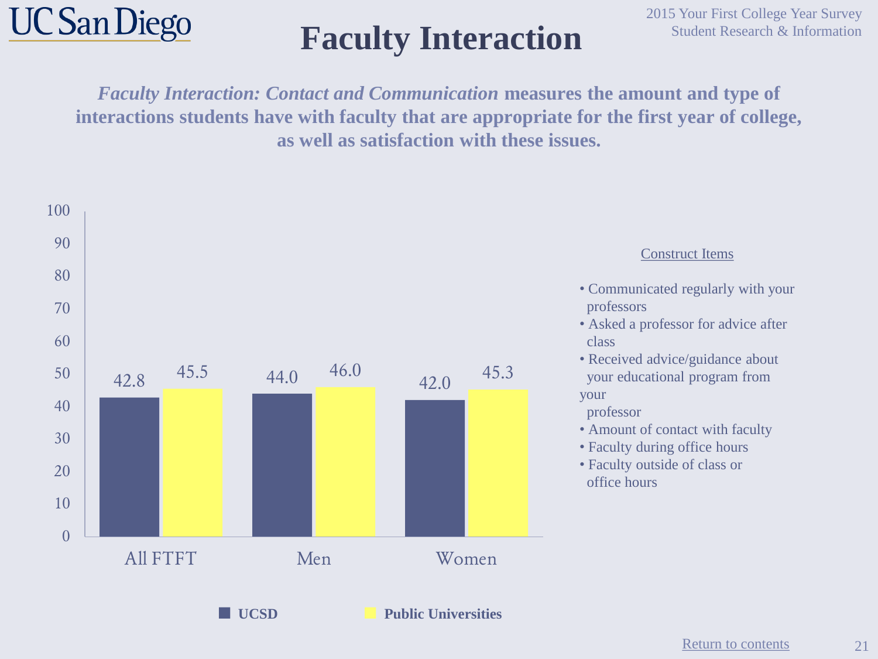# Faculty Interaction

***Faculty Interaction: Contact and Communication*** **measures the amount and type of interactions students have with faculty that are appropriate for the first year of college, as well as satisfaction with these issues.**

| | UCSD | Public Universities |
|---|---|---|
| All FTFT | 42.8 | 45.5 |
| Men | 44.0 | 46.0 |
| Women | 42.0 | 45.3 |

Construct Items

- Communicated regularly with your professors
- Asked a professor for advice after class
- Received advice/guidance about your educational program from your professor
- Amount of contact with faculty
- Faculty during office hours
- Faculty outside of class or office hours

Return to contents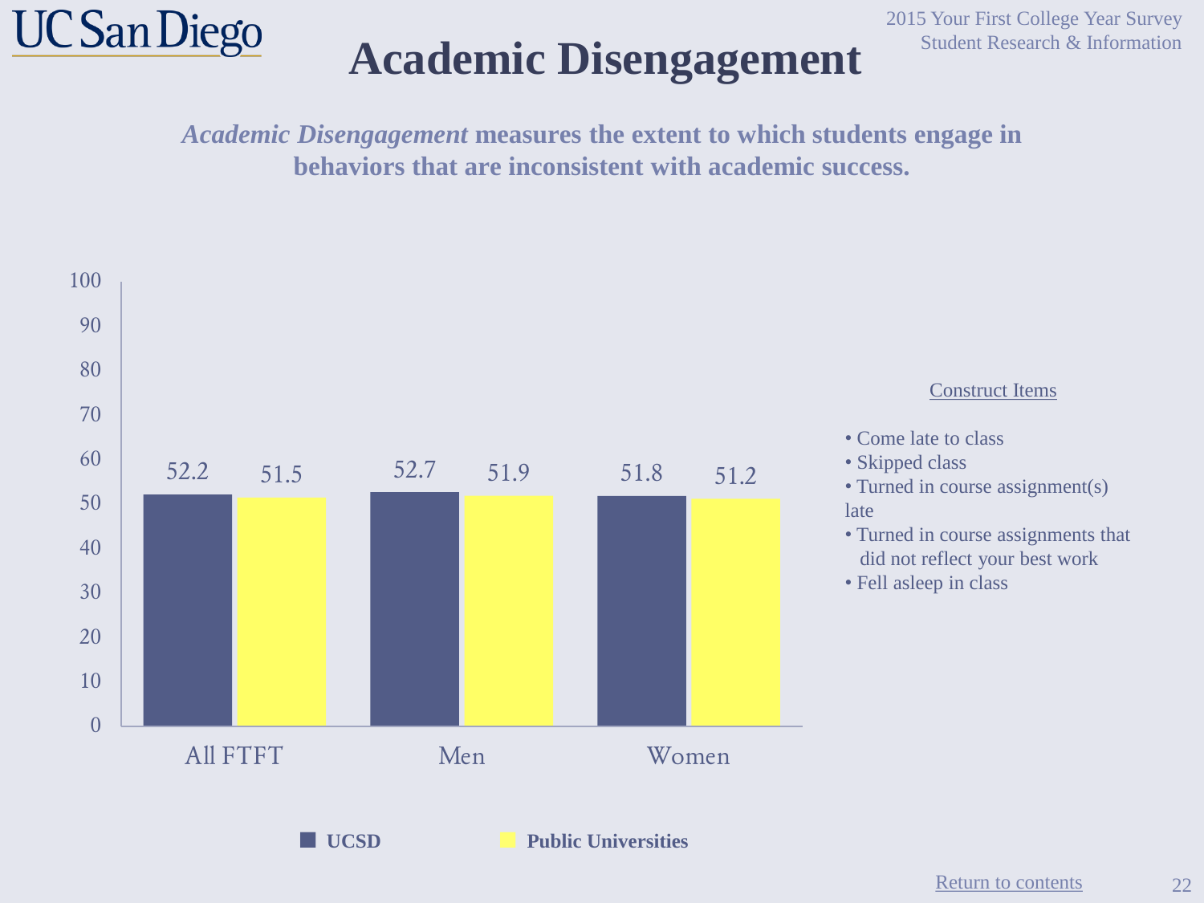# Academic Disengagement

2015 Your First College Year Survey
Student Research & Information

***Academic Disengagement*** **measures the extent to which students engage in behaviors that are inconsistent with academic success.**

| | UCSD | Public Universities |
|---|---|---|
| All FTFT | 52.2 | 51.5 |
| Men | 52.7 | 51.9 |
| Women | 51.8 | 51.2 |

Construct Items

- Come late to class
- Skipped class
- Turned in course assignment(s) late
- Turned in course assignments that did not reflect your best work
- Fell asleep in class

Return to contents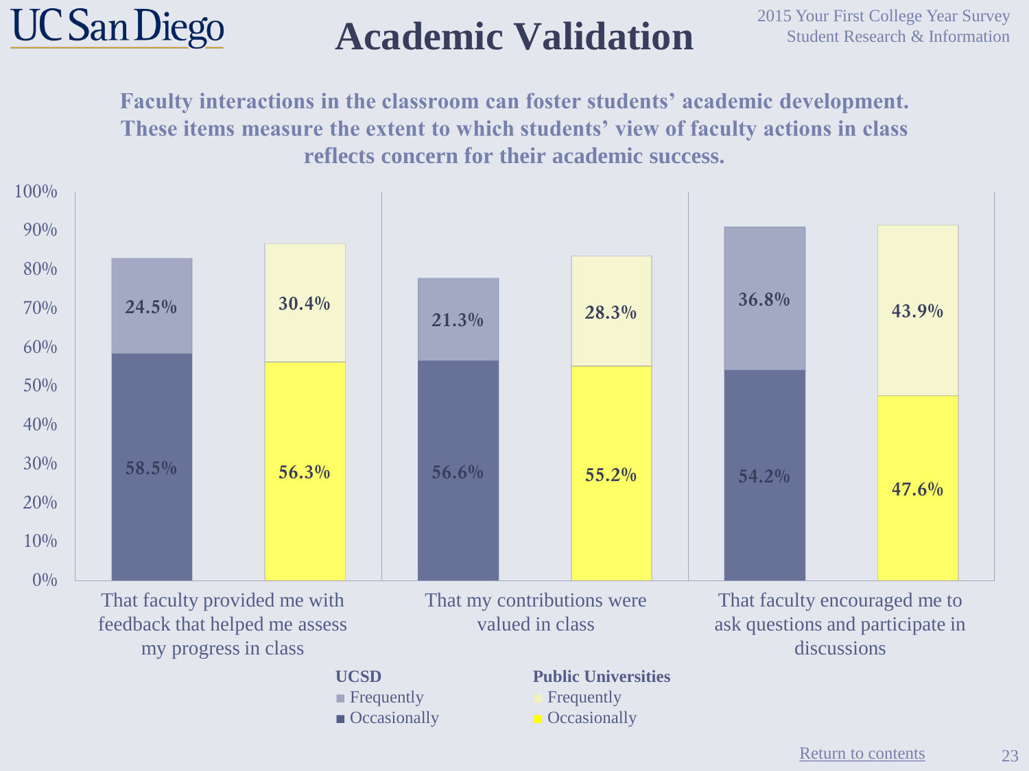# Academic Validation

**Faculty interactions in the classroom can foster students' academic development. These items measure the extent to which students' view of faculty actions in class reflects concern for their academic success.**

| Item | UCSD Occasionally | UCSD Frequently | Public Universities Occasionally | Public Universities Frequently |
|---|---|---|---|---|
| That faculty provided me with feedback that helped me assess my progress in class | 58.5% | 24.5% | 56.3% | 30.4% |
| That my contributions were valued in class | 56.6% | 21.3% | 55.2% | 28.3% |
| That faculty encouraged me to ask questions and participate in discussions | 54.2% | 36.8% | 47.6% | 43.9% |

Return to contents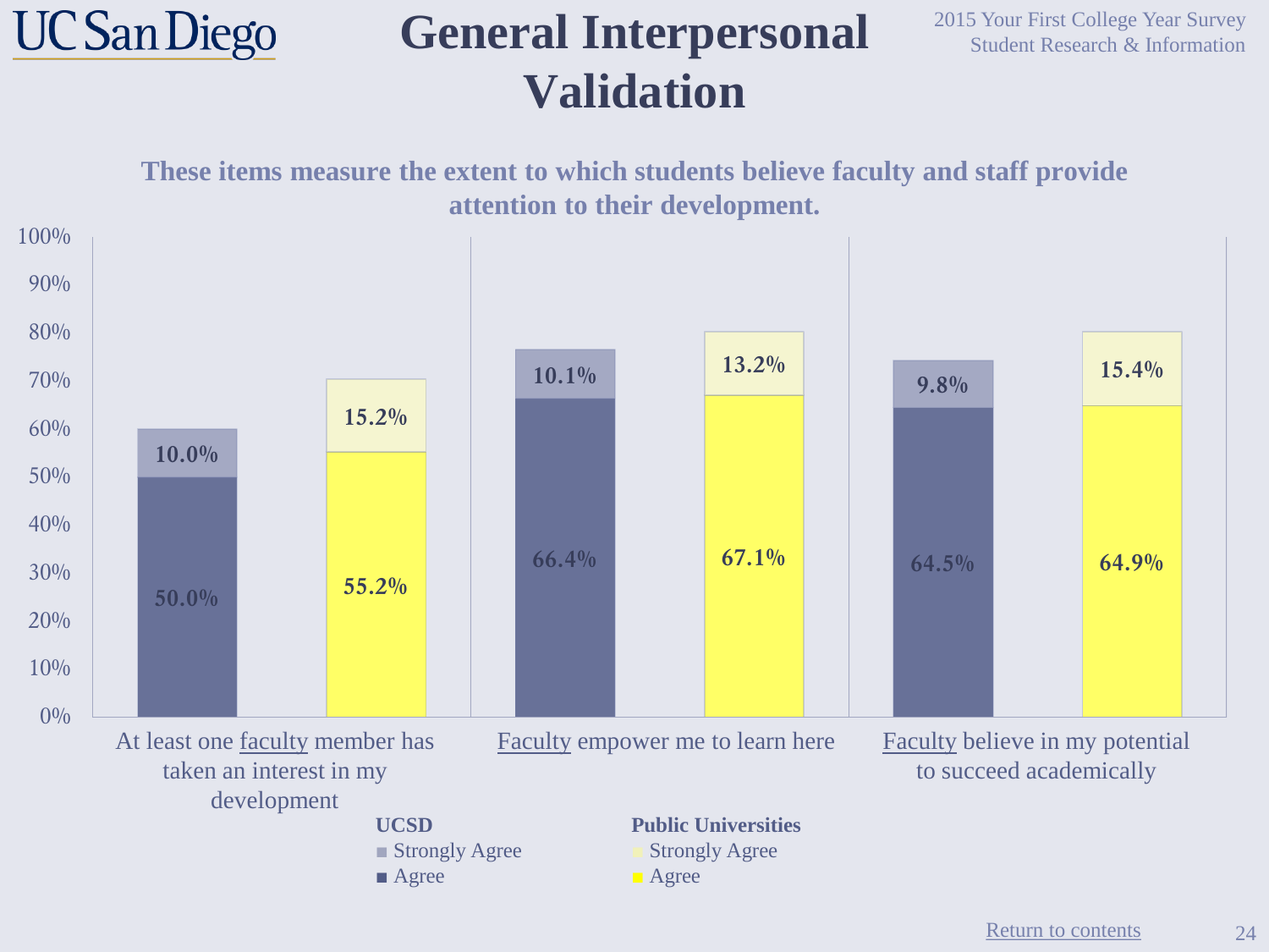# General Interpersonal Validation

**These items measure the extent to which students believe faculty and staff provide attention to their development.**

| Item | UCSD Agree | UCSD Strongly Agree | Public Universities Agree | Public Universities Strongly Agree |
|---|---|---|---|---|
| At least one faculty member has taken an interest in my development | 50.0% | 10.0% | 55.2% | 15.2% |
| Faculty empower me to learn here | 66.4% | 10.1% | 67.1% | 13.2% |
| Faculty believe in my potential to succeed academically | 64.5% | 9.8% | 64.9% | 15.4% |

Return to contents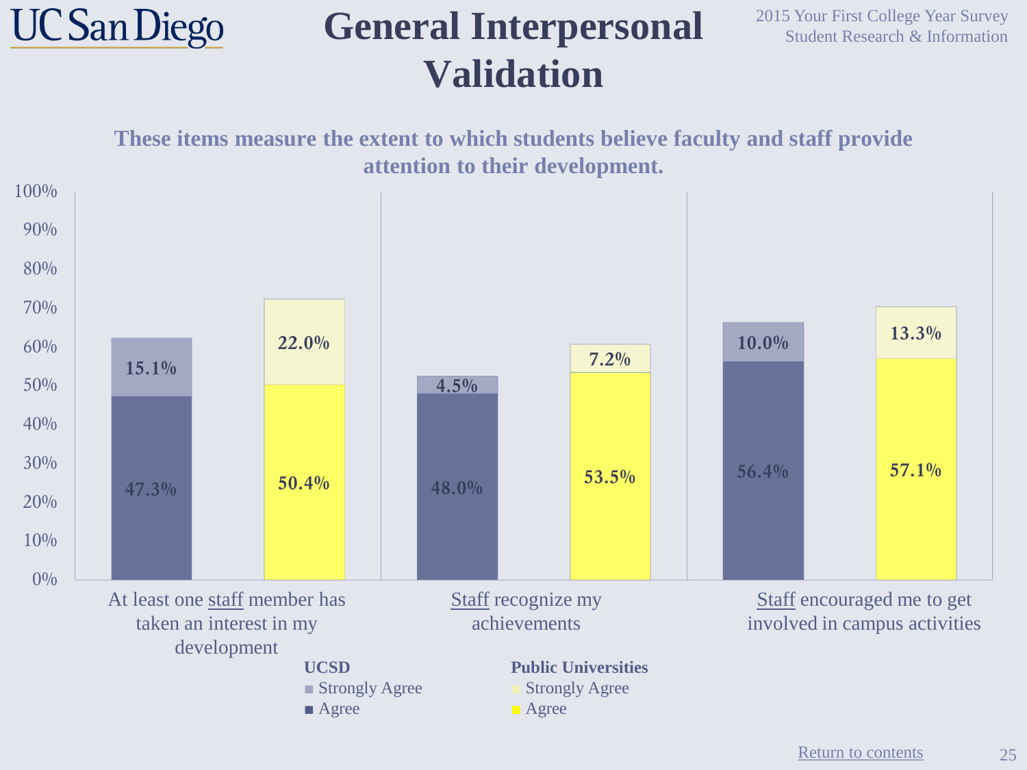# General Interpersonal Validation

2015 Your First College Year Survey
Student Research & Information

**These items measure the extent to which students believe faculty and staff provide attention to their development.**

| Item | UCSD Agree | UCSD Strongly Agree | Public Universities Agree | Public Universities Strongly Agree |
|---|---|---|---|---|
| At least one staff member has taken an interest in my development | 47.3% | 15.1% | 50.4% | 22.0% |
| Staff recognize my achievements | 48.0% | 4.5% | 53.5% | 7.2% |
| Staff encouraged me to get involved in campus activities | 56.4% | 10.0% | 57.1% | 13.3% |

Return to contents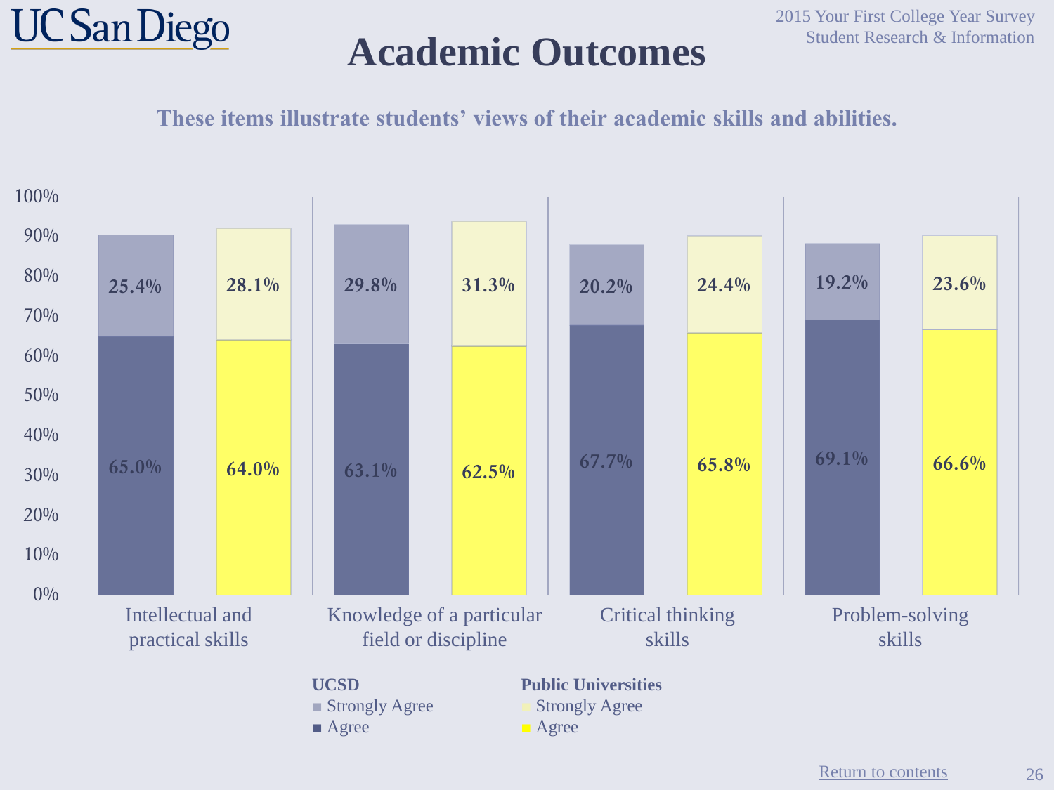# Academic Outcomes

UC San Diego

2015 Your First College Year Survey
Student Research & Information

**These items illustrate students' views of their academic skills and abilities.**

| | UCSD Agree | UCSD Strongly Agree | Public Universities Agree | Public Universities Strongly Agree |
|---|---|---|---|---|
| Intellectual and practical skills | 65.0% | 25.4% | 64.0% | 28.1% |
| Knowledge of a particular field or discipline | 63.1% | 29.8% | 62.5% | 31.3% |
| Critical thinking skills | 67.7% | 20.2% | 65.8% | 24.4% |
| Problem-solving skills | 69.1% | 19.2% | 66.6% | 23.6% |

Return to contents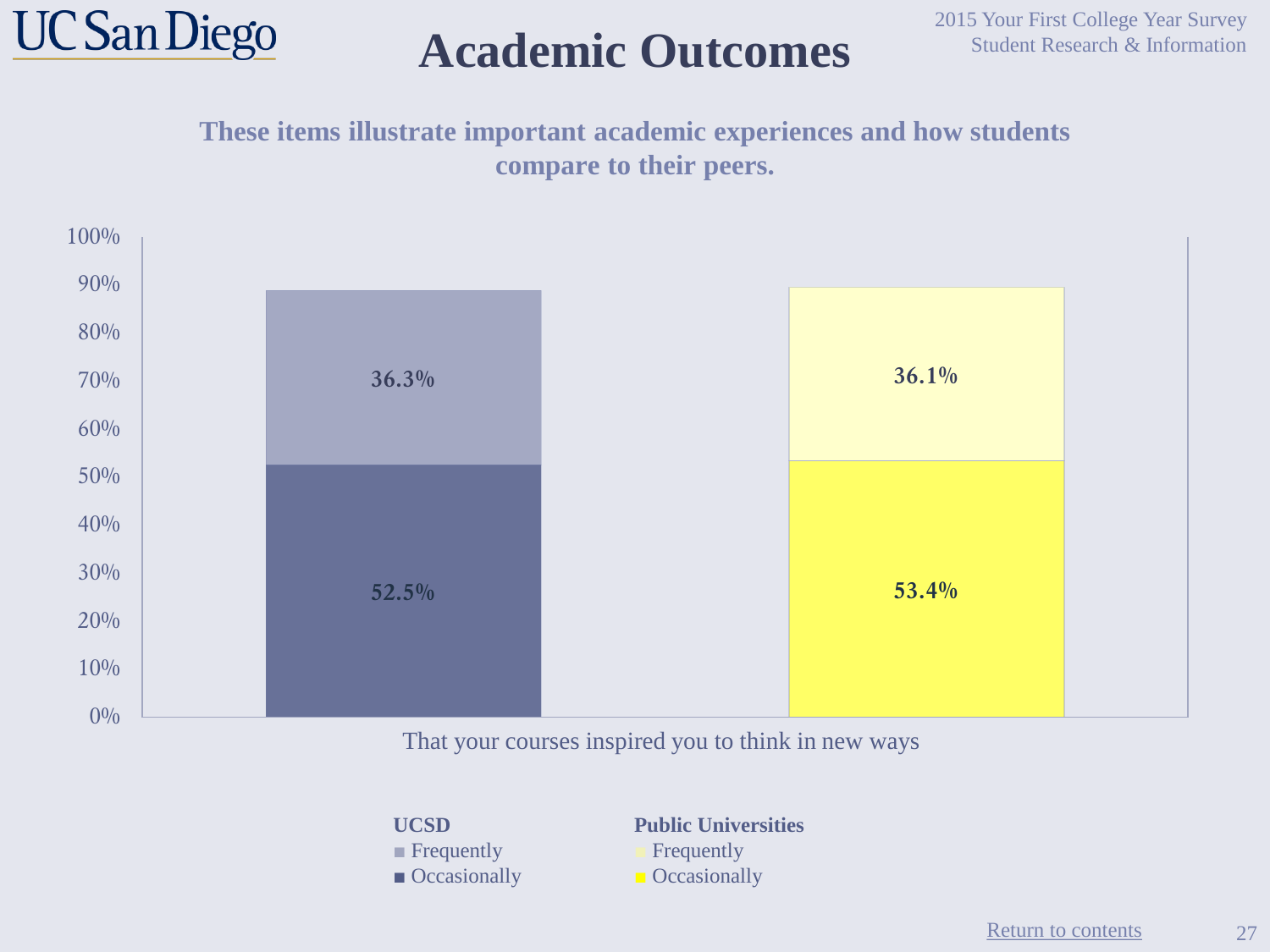# Academic Outcomes

**These items illustrate important academic experiences and how students compare to their peers.**

That your courses inspired you to think in new ways

| | Frequently | Occasionally |
|---|---|---|
| UCSD | 36.3% | 52.5% |
| Public Universities | 36.1% | 53.4% |

[Return to contents]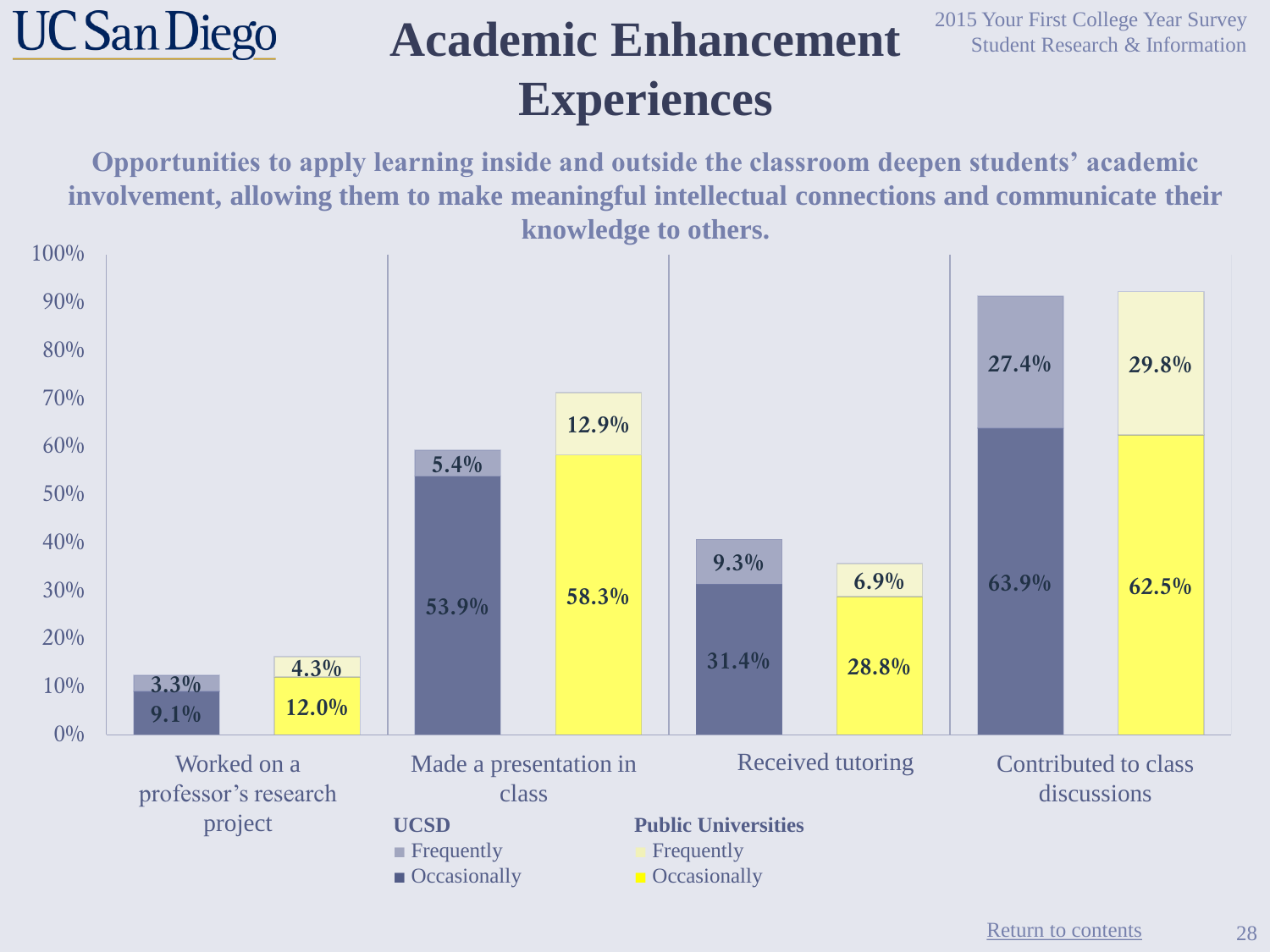# Academic Enhancement Experiences

2015 Your First College Year Survey
Student Research & Information

**Opportunities to apply learning inside and outside the classroom deepen students' academic involvement, allowing them to make meaningful intellectual connections and communicate their knowledge to others.**

| | UCSD Occasionally | UCSD Frequently | Public Universities Occasionally | Public Universities Frequently |
|---|---|---|---|---|
| Worked on a professor's research project | 9.1% | 3.3% | 12.0% | 4.3% |
| Made a presentation in class | 53.9% | 5.4% | 58.3% | 12.9% |
| Received tutoring | 31.4% | 9.3% | 28.8% | 6.9% |
| Contributed to class discussions | 63.9% | 27.4% | 62.5% | 29.8% |

Return to contents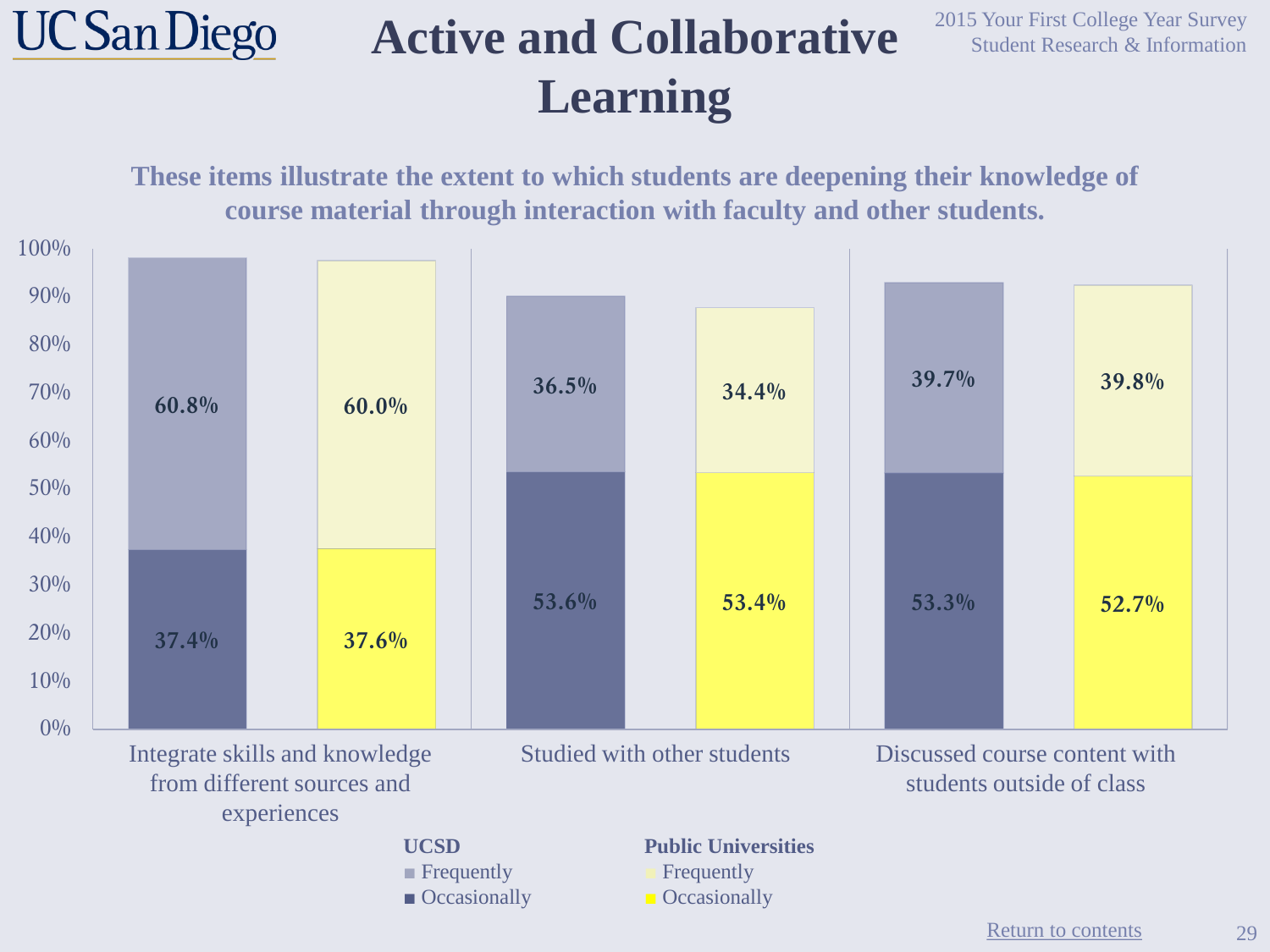# Active and Collaborative Learning

2015 Your First College Year Survey
Student Research & Information

**These items illustrate the extent to which students are deepening their knowledge of course material through interaction with faculty and other students.**

| Item | UCSD Frequently | UCSD Occasionally | Public Universities Frequently | Public Universities Occasionally |
|---|---|---|---|---|
| Integrate skills and knowledge from different sources and experiences | 60.8% | 37.4% | 60.0% | 37.6% |
| Studied with other students | 36.5% | 53.6% | 34.4% | 53.4% |
| Discussed course content with students outside of class | 39.7% | 53.3% | 39.8% | 52.7% |

Return to contents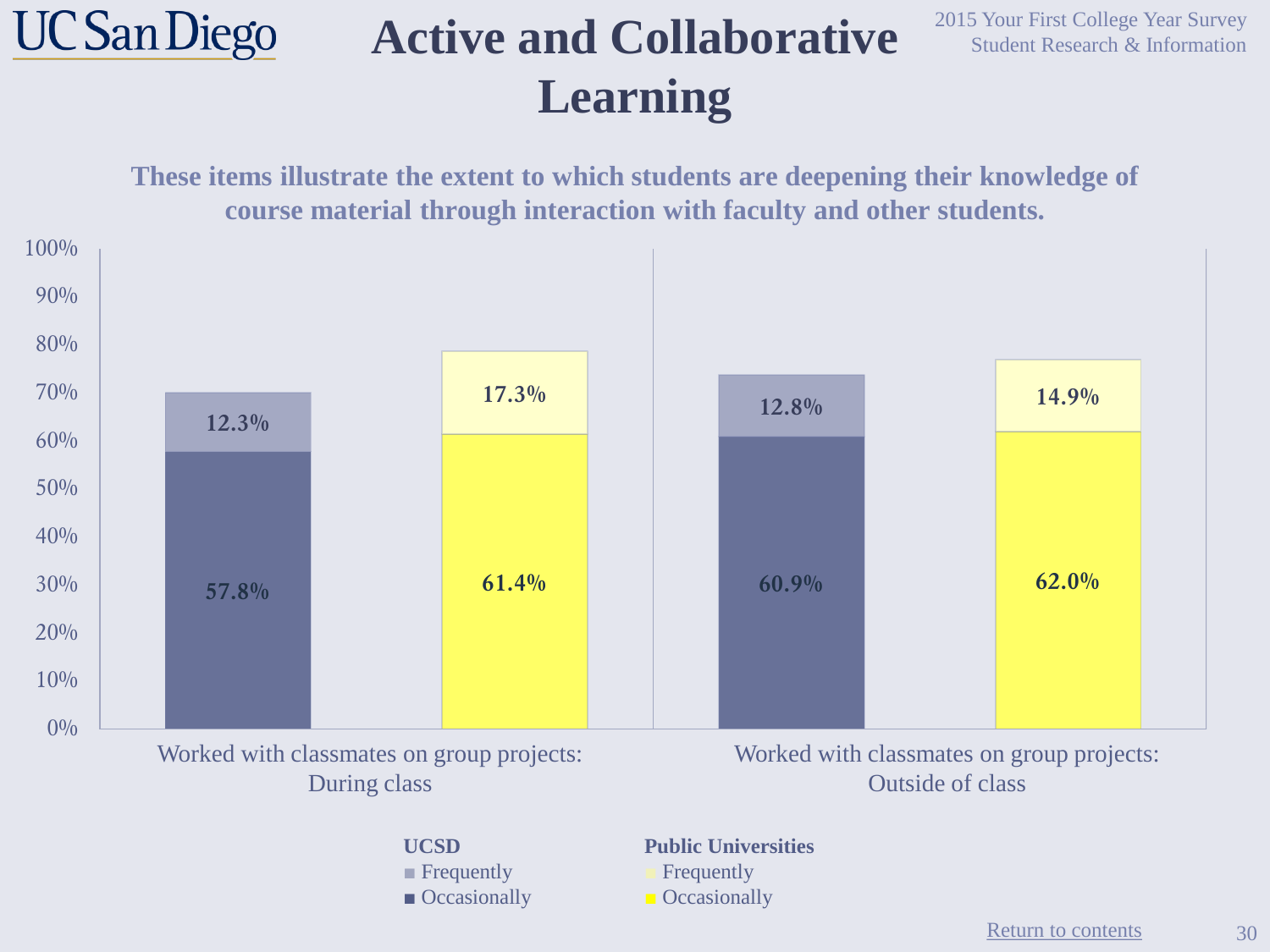# Active and Collaborative Learning

**These items illustrate the extent to which students are deepening their knowledge of course material through interaction with faculty and other students.**

| | UCSD Occasionally | UCSD Frequently | Public Universities Occasionally | Public Universities Frequently |
|---|---|---|---|---|
| Worked with classmates on group projects: During class | 57.8% | 12.3% | 61.4% | 17.3% |
| Worked with classmates on group projects: Outside of class | 60.9% | 12.8% | 62.0% | 14.9% |

Return to contents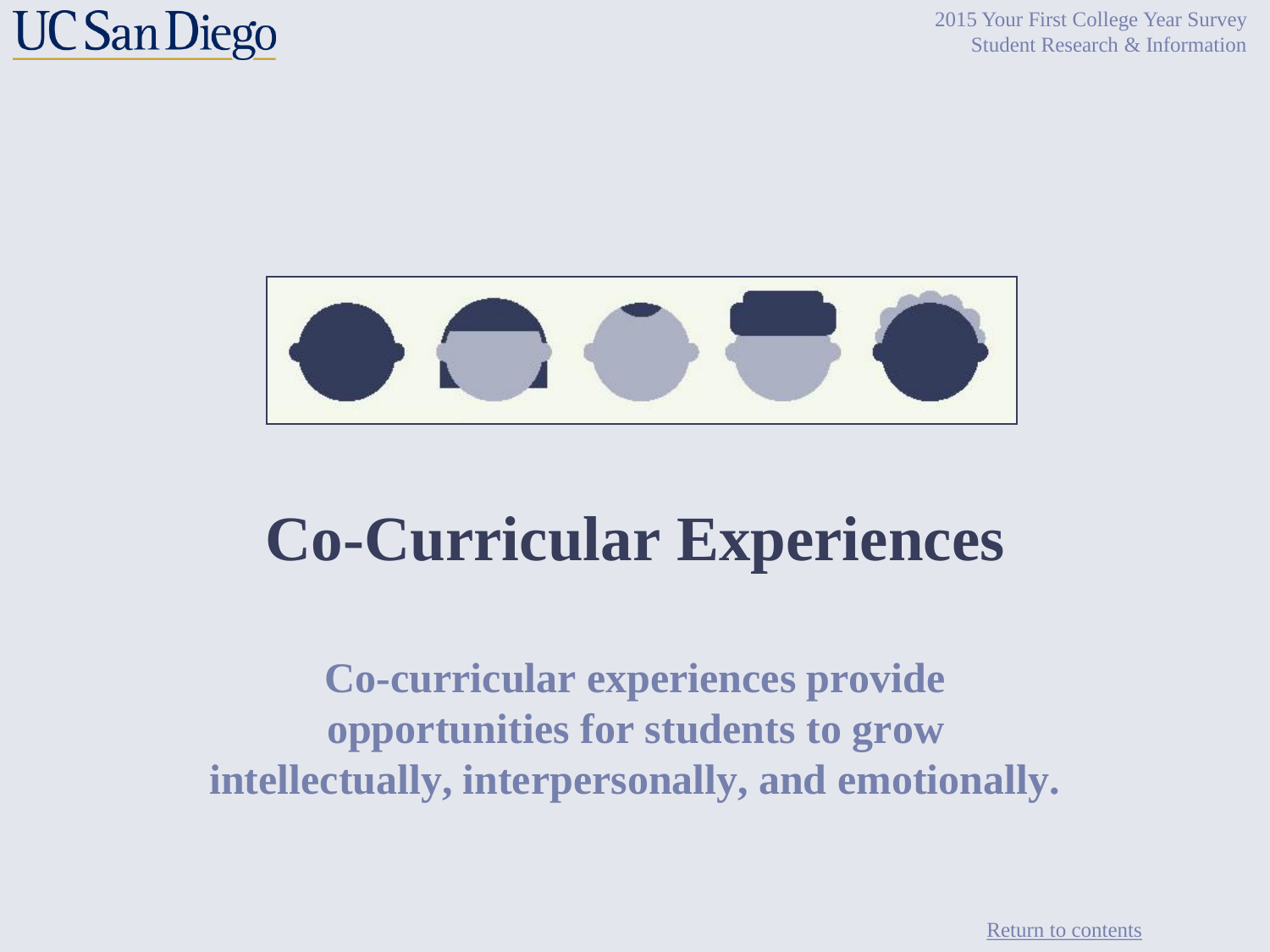# Co-Curricular Experiences

**Co-curricular experiences provide opportunities for students to grow intellectually, interpersonally, and emotionally.**

Return to contents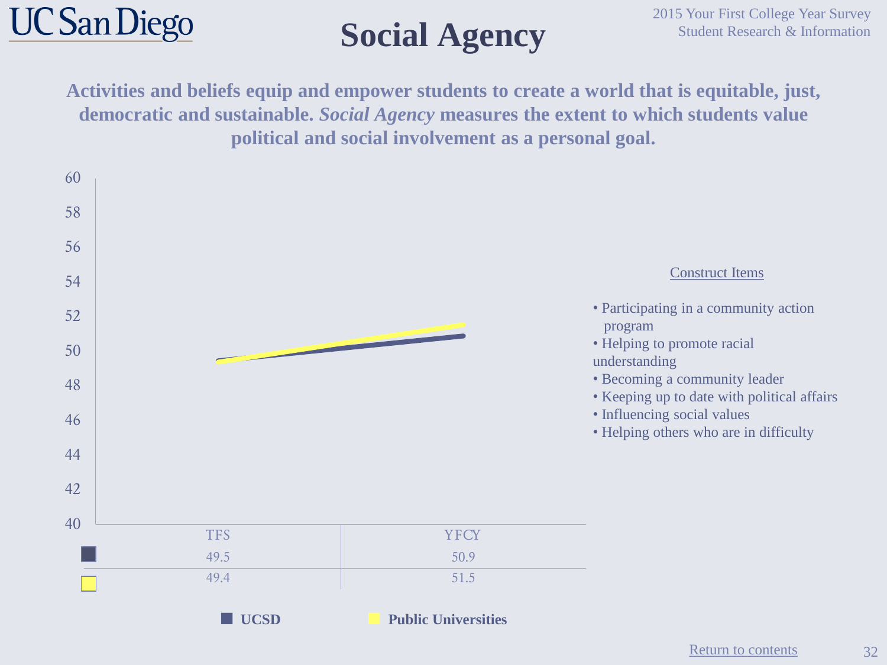# Social Agency

**Activities and beliefs equip and empower students to create a world that is equitable, just, democratic and sustainable. *Social Agency* measures the extent to which students value political and social involvement as a personal goal.**

| | TFS | YFCY |
|---|---|---|
| UCSD | 49.5 | 50.9 |
| Public Universities | 49.4 | 51.5 |

Construct Items

- Participating in a community action program
- Helping to promote racial understanding
- Becoming a community leader
- Keeping up to date with political affairs
- Influencing social values
- Helping others who are in difficulty

Return to contents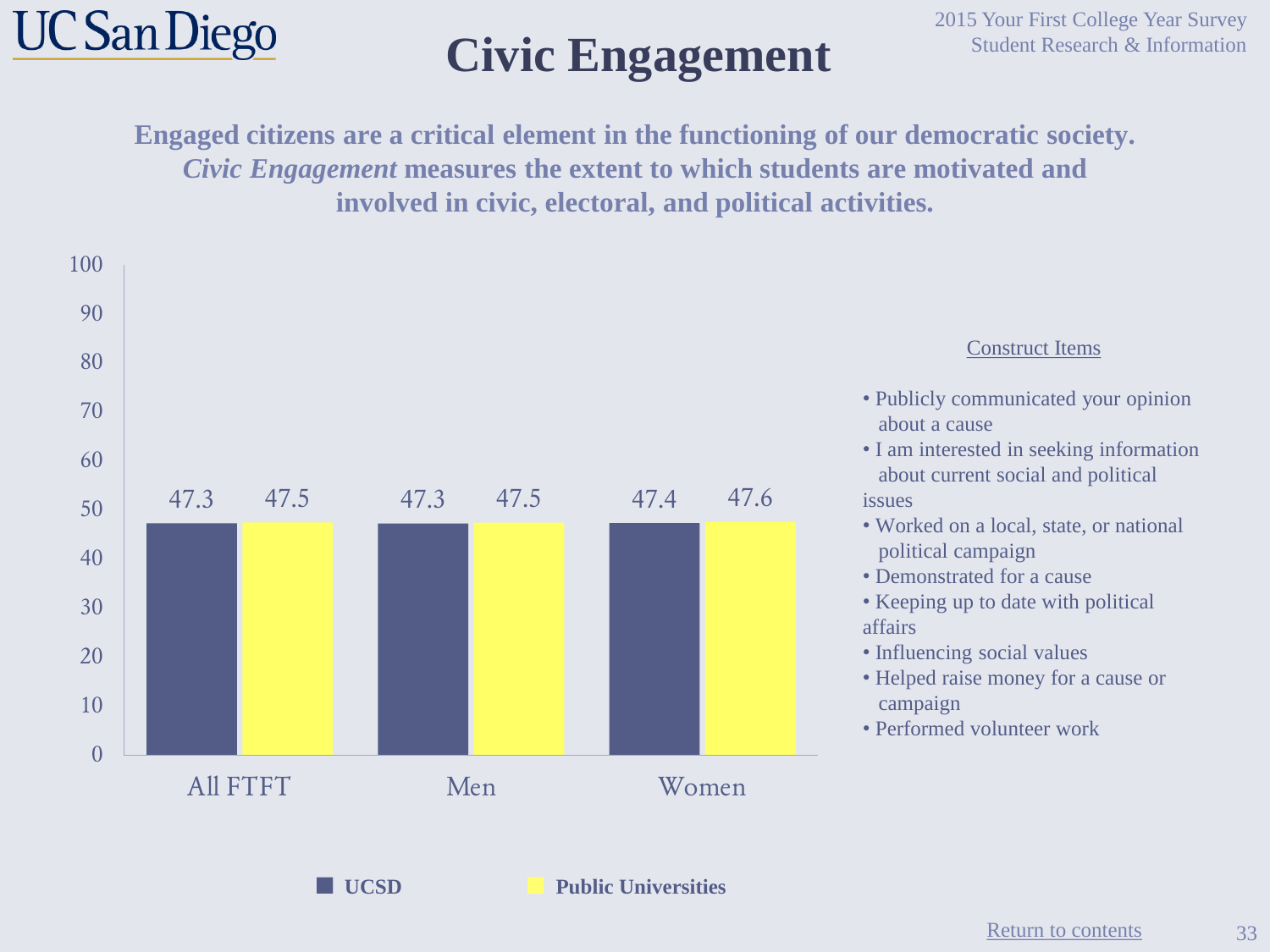# Civic Engagement

**Engaged citizens are a critical element in the functioning of our democratic society. *Civic Engagement* measures the extent to which students are motivated and involved in civic, electoral, and political activities.**

| | UCSD | Public Universities |
|---|---|---|
| All FTFT | 47.3 | 47.5 |
| Men | 47.3 | 47.5 |
| Women | 47.4 | 47.6 |

Construct Items

- Publicly communicated your opinion about a cause
- I am interested in seeking information about current social and political issues
- Worked on a local, state, or national political campaign
- Demonstrated for a cause
- Keeping up to date with political affairs
- Influencing social values
- Helped raise money for a cause or campaign
- Performed volunteer work

Return to contents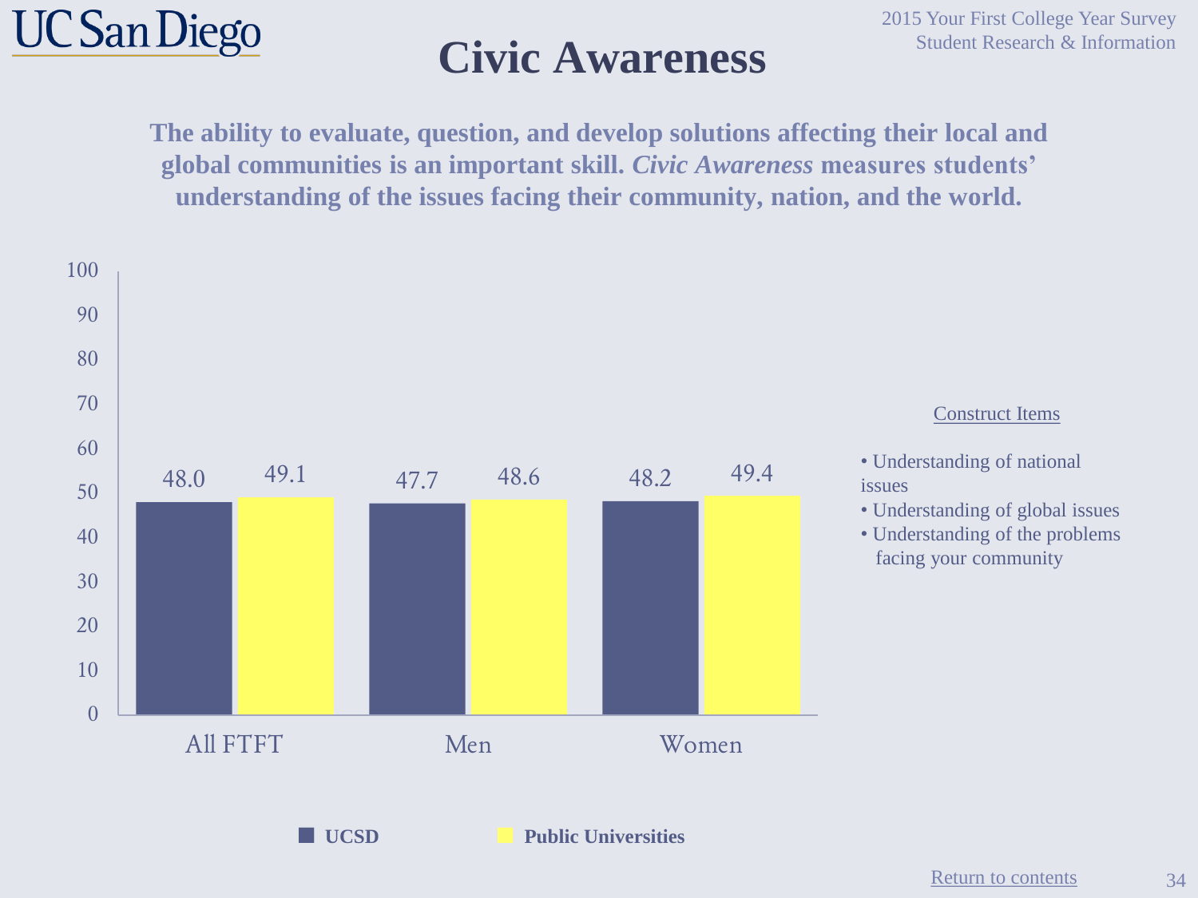# Civic Awareness

**The ability to evaluate, question, and develop solutions affecting their local and global communities is an important skill. *Civic Awareness* measures students' understanding of the issues facing their community, nation, and the world.**

| | UCSD | Public Universities |
|---|---|---|
| All FTFT | 48.0 | 49.1 |
| Men | 47.7 | 48.6 |
| Women | 48.2 | 49.4 |

Construct Items

- Understanding of national issues
- Understanding of global issues
- Understanding of the problems facing your community

Return to contents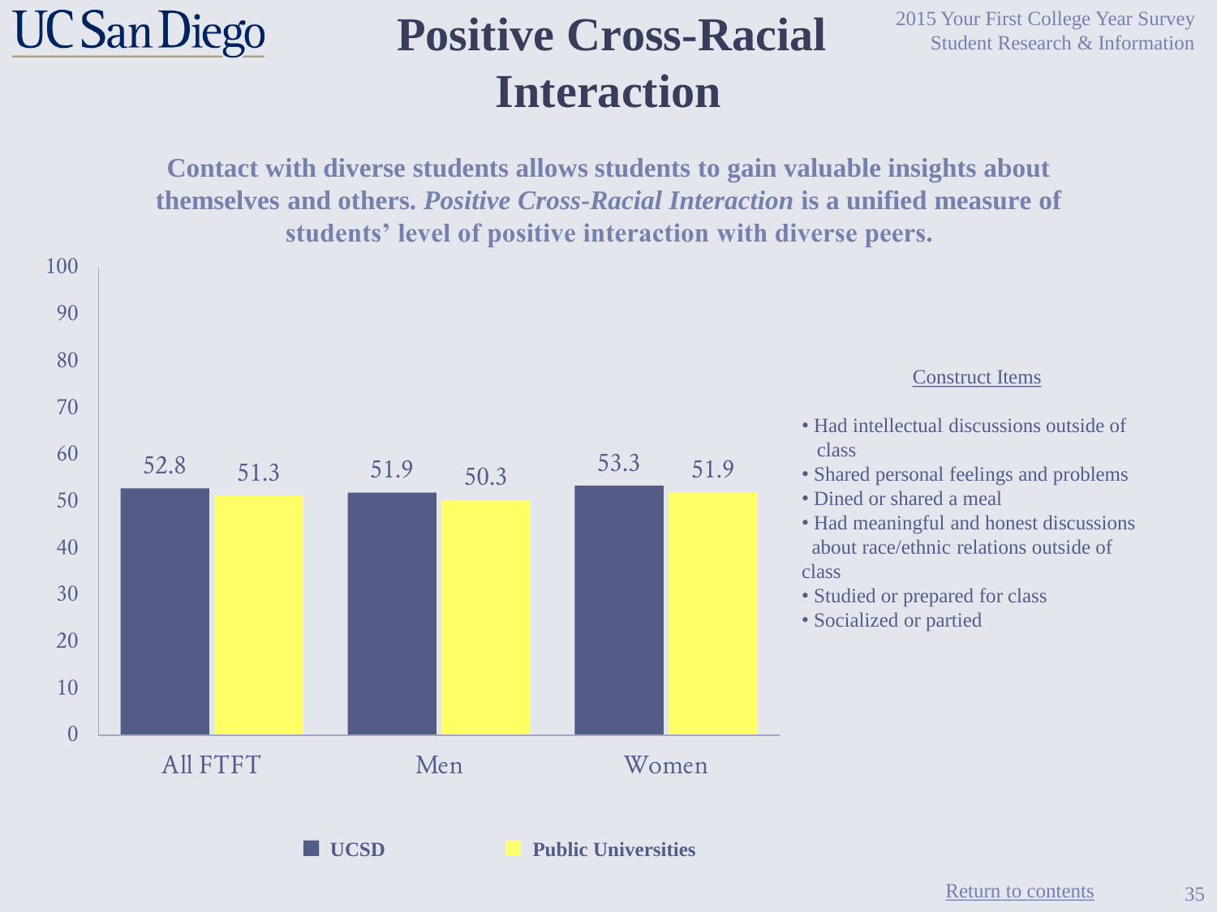# Positive Cross-Racial Interaction

**Contact with diverse students allows students to gain valuable insights about themselves and others. *Positive Cross-Racial Interaction* is a unified measure of students' level of positive interaction with diverse peers.**

| | UCSD | Public Universities |
|---|---|---|
| All FTFT | 52.8 | 51.3 |
| Men | 51.9 | 50.3 |
| Women | 53.3 | 51.9 |

Construct Items

- Had intellectual discussions outside of class
- Shared personal feelings and problems
- Dined or shared a meal
- Had meaningful and honest discussions about race/ethnic relations outside of class
- Studied or prepared for class
- Socialized or partied

Return to contents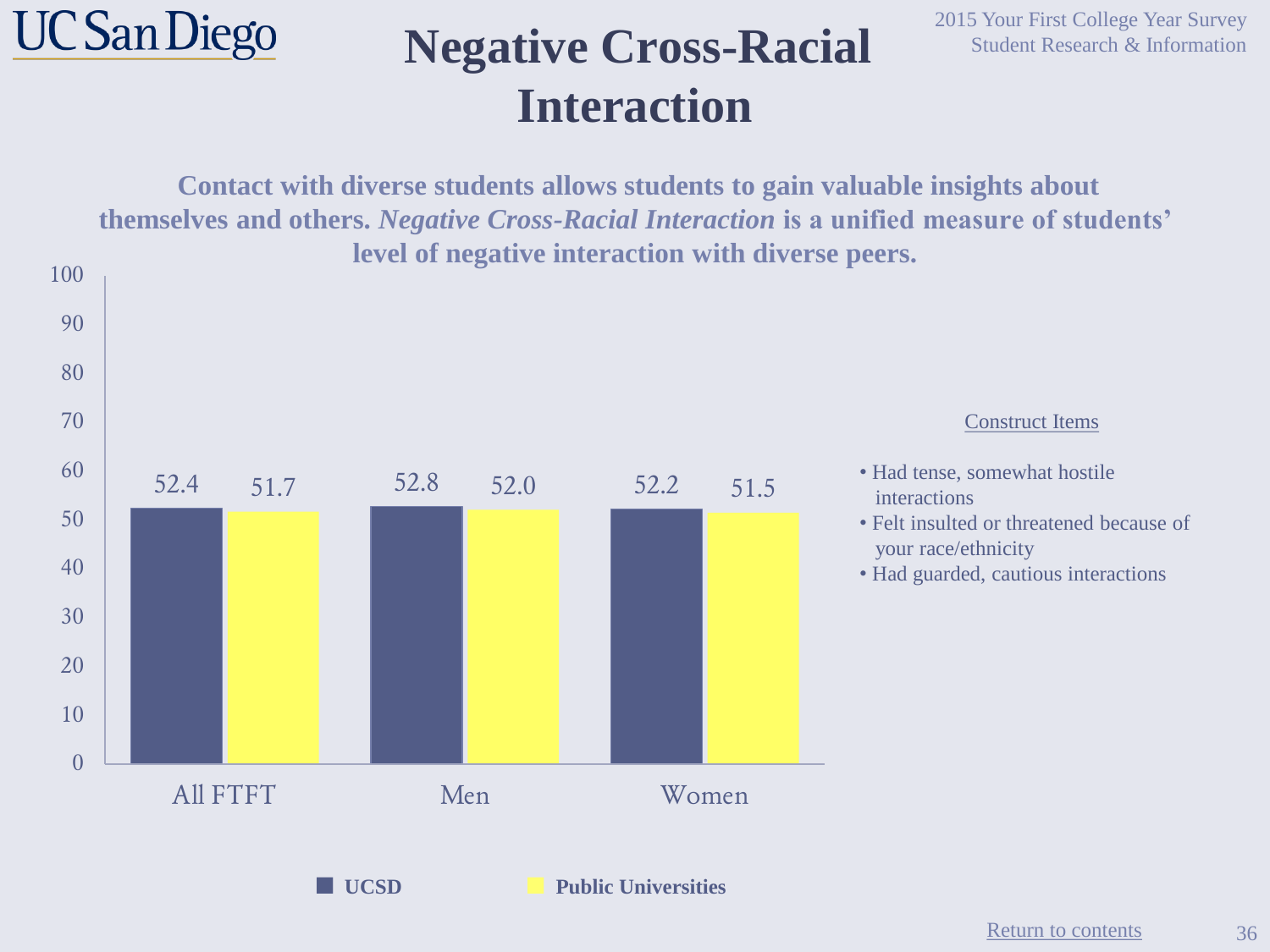# Negative Cross-Racial Interaction

**Contact with diverse students allows students to gain valuable insights about themselves and others. *Negative Cross-Racial Interaction* is a unified measure of students' level of negative interaction with diverse peers.**

| | UCSD | Public Universities |
|---|---|---|
| All FTFT | 52.4 | 51.7 |
| Men | 52.8 | 52.0 |
| Women | 52.2 | 51.5 |

Construct Items

- Had tense, somewhat hostile interactions
- Felt insulted or threatened because of your race/ethnicity
- Had guarded, cautious interactions

Return to contents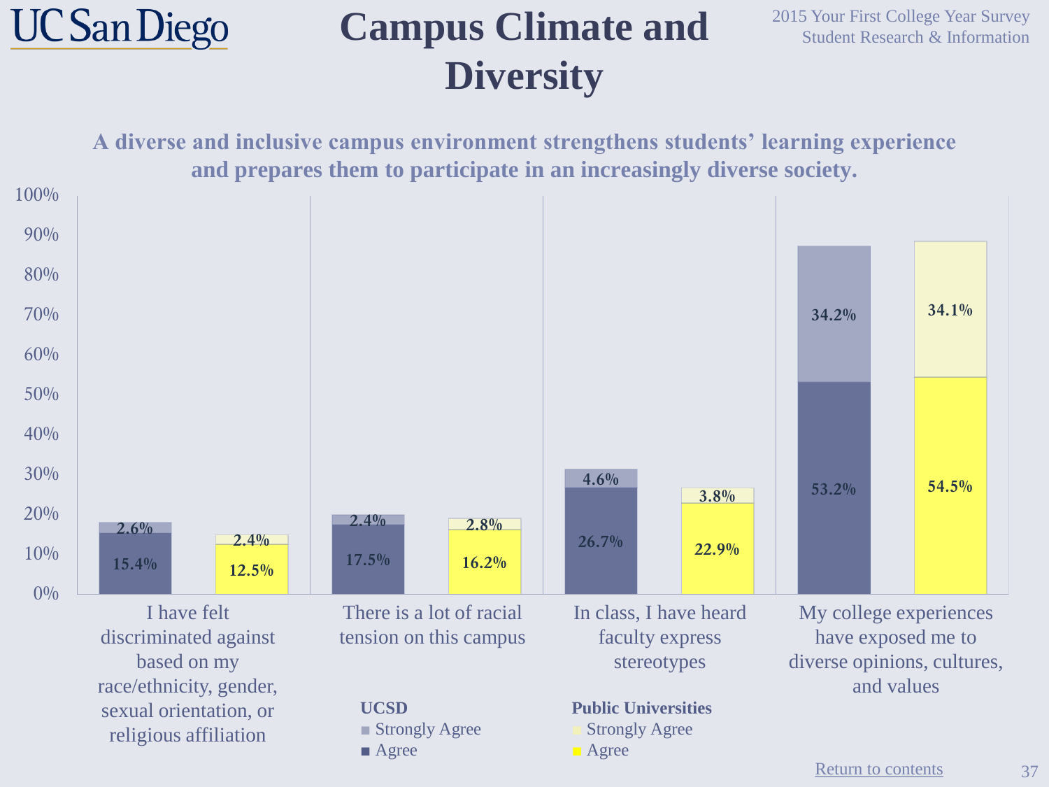# Campus Climate and Diversity

**A diverse and inclusive campus environment strengthens students' learning experience and prepares them to participate in an increasingly diverse society.**

| | UCSD Agree | UCSD Strongly Agree | Public Universities Agree | Public Universities Strongly Agree |
|---|---|---|---|---|
| I have felt discriminated against based on my race/ethnicity, gender, sexual orientation, or religious affiliation | 15.4% | 2.6% | 12.5% | 2.4% |
| There is a lot of racial tension on this campus | 17.5% | 2.4% | 16.2% | 2.8% |
| In class, I have heard faculty express stereotypes | 26.7% | 4.6% | 22.9% | 3.8% |
| My college experiences have exposed me to diverse opinions, cultures, and values | 53.2% | 34.2% | 54.5% | 34.1% |

Return to contents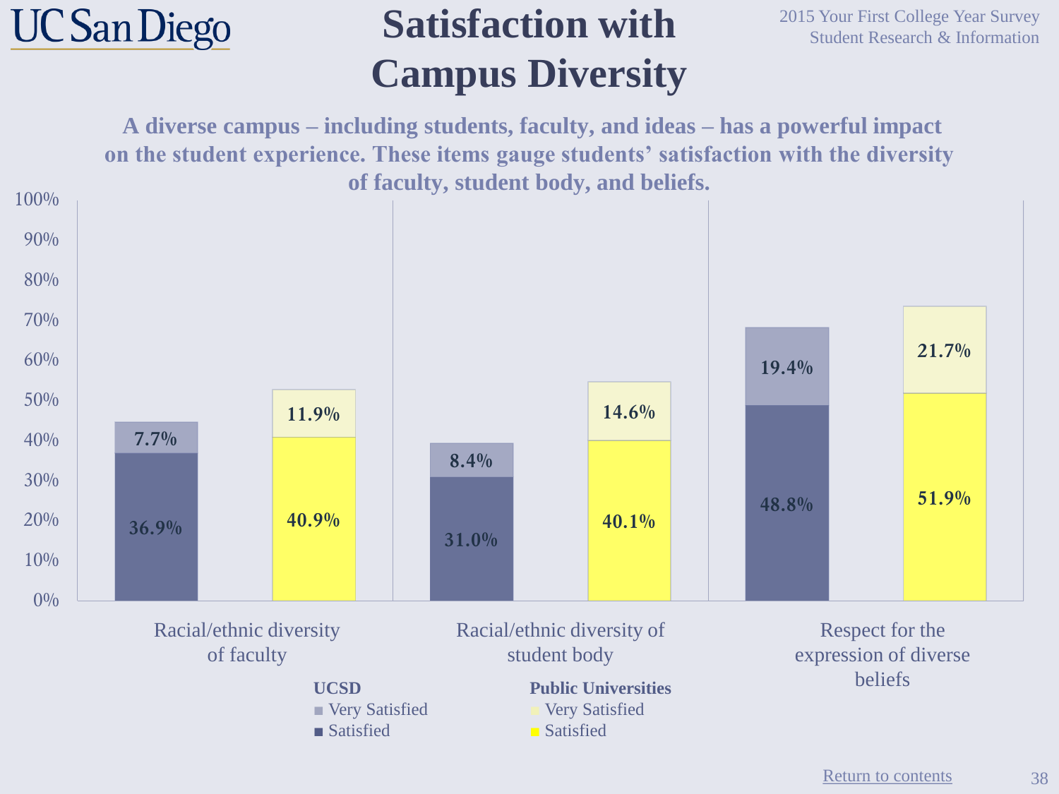# Satisfaction with Campus Diversity

**A diverse campus – including students, faculty, and ideas – has a powerful impact on the student experience. These items gauge students' satisfaction with the diversity of faculty, student body, and beliefs.**

| | UCSD Satisfied | UCSD Very Satisfied | Public Universities Satisfied | Public Universities Very Satisfied |
|---|---|---|---|---|
| Racial/ethnic diversity of faculty | 36.9% | 7.7% | 40.9% | 11.9% |
| Racial/ethnic diversity of student body | 31.0% | 8.4% | 40.1% | 14.6% |
| Respect for the expression of diverse beliefs | 48.8% | 19.4% | 51.9% | 21.7% |

Return to contents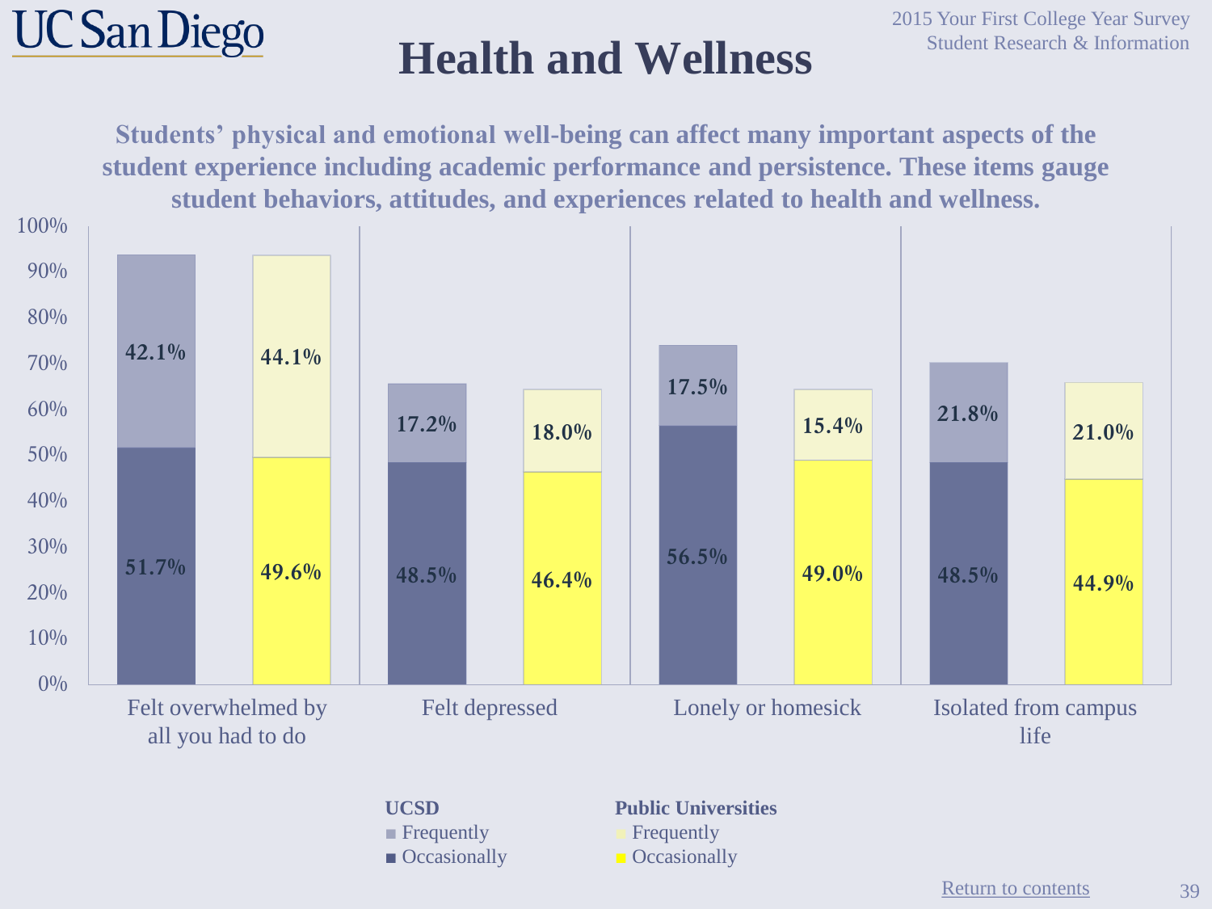# Health and Wellness

**Students' physical and emotional well-being can affect many important aspects of the student experience including academic performance and persistence. These items gauge student behaviors, attitudes, and experiences related to health and wellness.**

| Item | UCSD Frequently | UCSD Occasionally | Public Universities Frequently | Public Universities Occasionally |
|---|---|---|---|---|
| Felt overwhelmed by all you had to do | 42.1% | 51.7% | 44.1% | 49.6% |
| Felt depressed | 17.2% | 48.5% | 18.0% | 46.4% |
| Lonely or homesick | 17.5% | 56.5% | 15.4% | 49.0% |
| Isolated from campus life | 21.8% | 48.5% | 21.0% | 44.9% |

[Return to contents]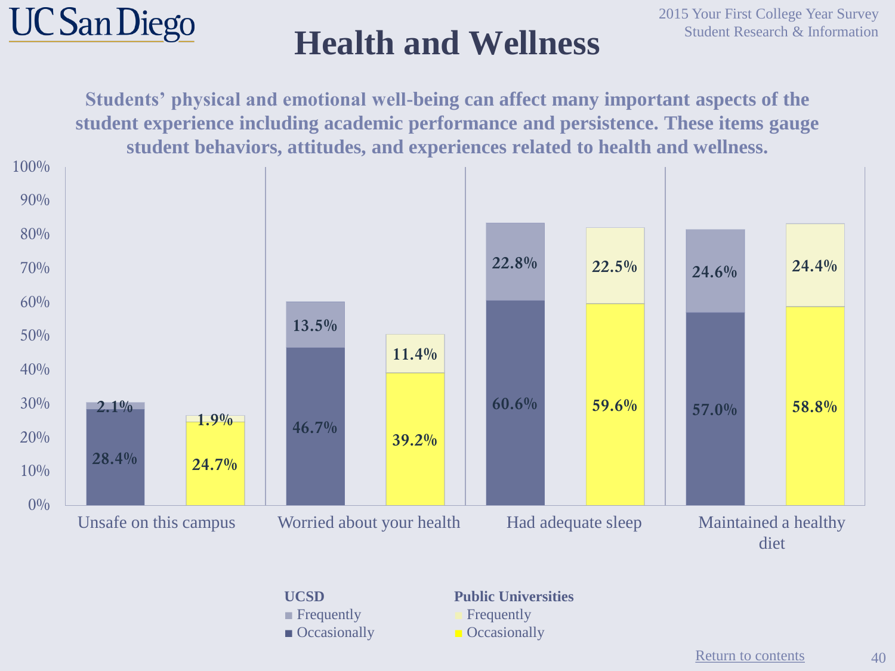# Health and Wellness

**Students' physical and emotional well-being can affect many important aspects of the student experience including academic performance and persistence. These items gauge student behaviors, attitudes, and experiences related to health and wellness.**

| Item | UCSD Occasionally | UCSD Frequently | Public Universities Occasionally | Public Universities Frequently |
|---|---|---|---|---|
| Unsafe on this campus | 28.4% | 2.1% | 24.7% | 1.9% |
| Worried about your health | 46.7% | 13.5% | 39.2% | 11.4% |
| Had adequate sleep | 60.6% | 22.8% | 59.6% | 22.5% |
| Maintained a healthy diet | 57.0% | 24.6% | 58.8% | 24.4% |

Return to contents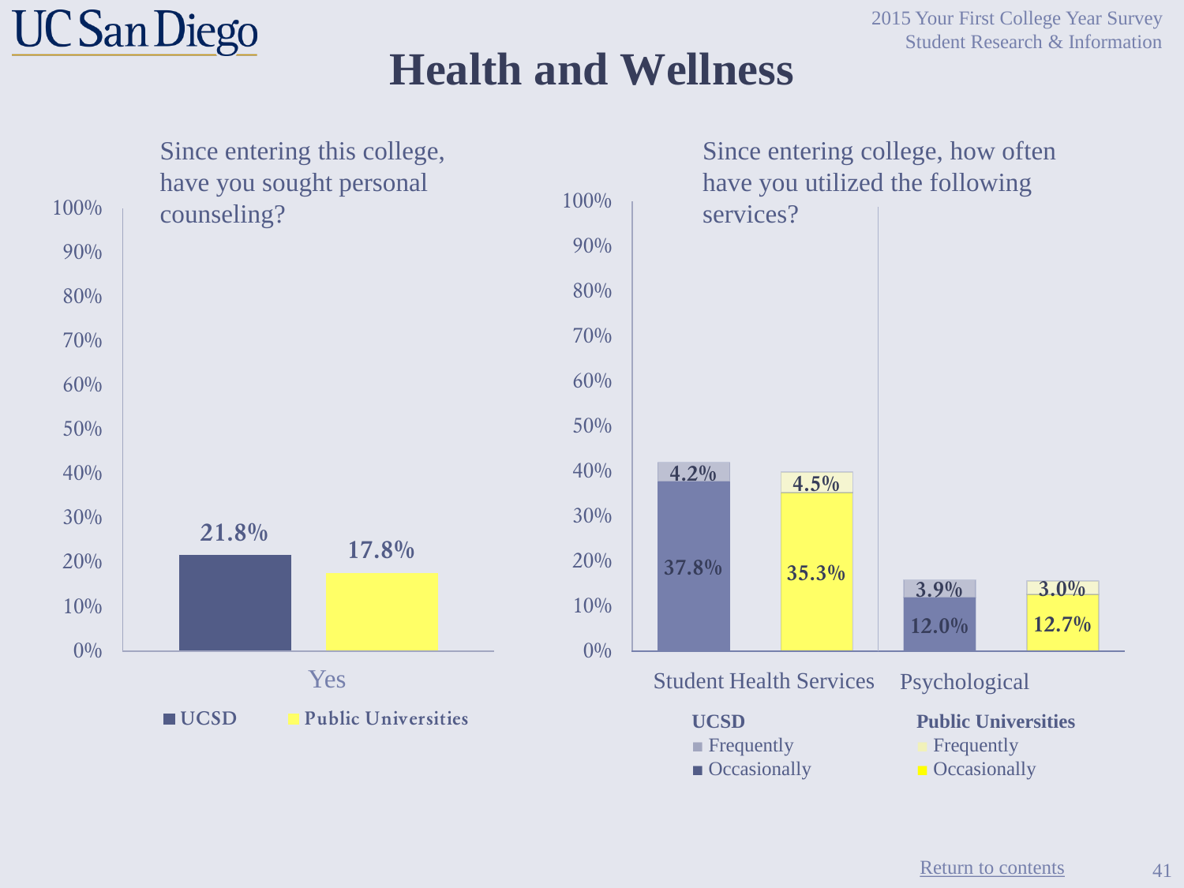# Health and Wellness

Since entering this college, have you sought personal counseling?

| | UCSD | Public Universities |
|---|---|---|
| Yes | 21.8% | 17.8% |

Since entering college, how often have you utilized the following services?

| | UCSD Frequently | UCSD Occasionally | Public Universities Frequently | Public Universities Occasionally |
|---|---|---|---|---|
| Student Health Services | 4.2% | 37.8% | 4.5% | 35.3% |
| Psychological | 3.9% | 12.0% | 3.0% | 12.7% |

Return to contents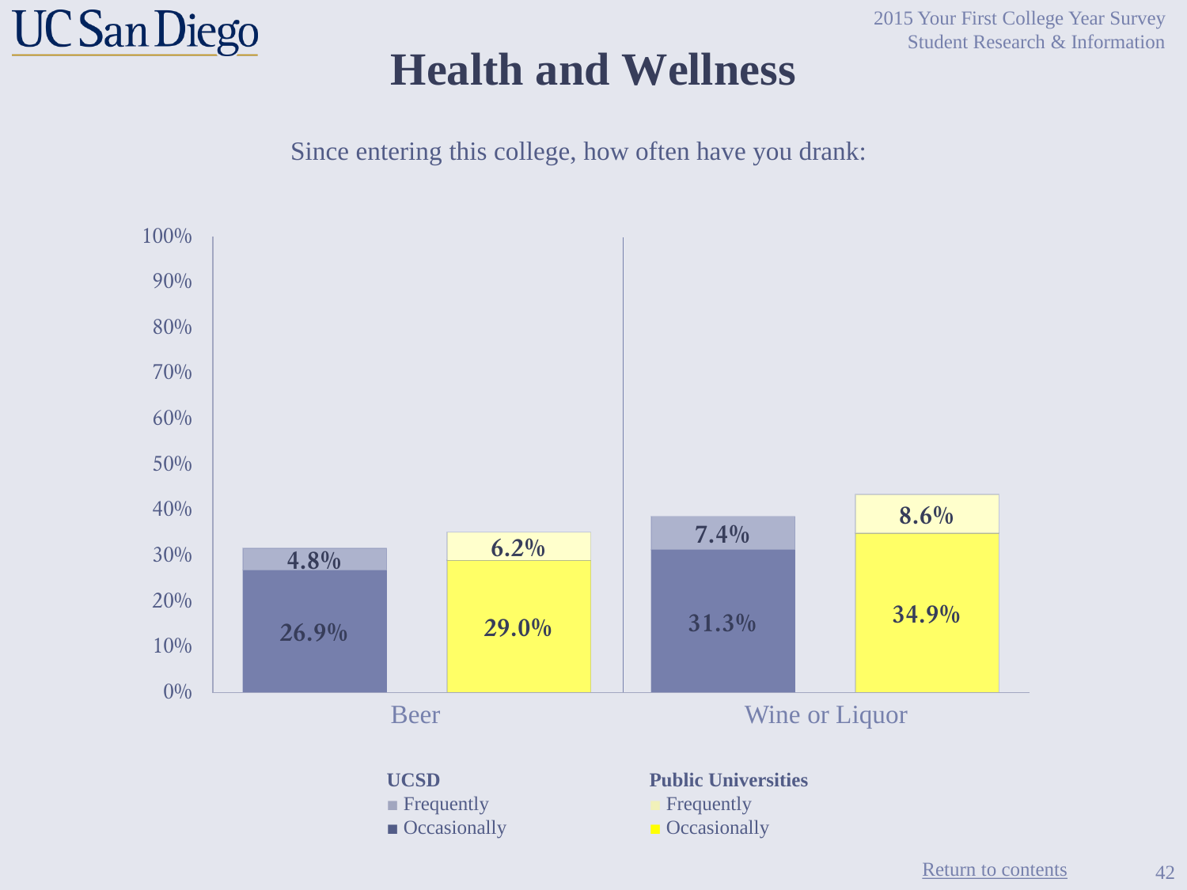# Health and Wellness

Since entering this college, how often have you drank:

| | UCSD Occasionally | UCSD Frequently | Public Universities Occasionally | Public Universities Frequently |
|---|---|---|---|---|
| Beer | 26.9% | 4.8% | 29.0% | 6.2% |
| Wine or Liquor | 31.3% | 7.4% | 34.9% | 8.6% |

[Return to contents](#)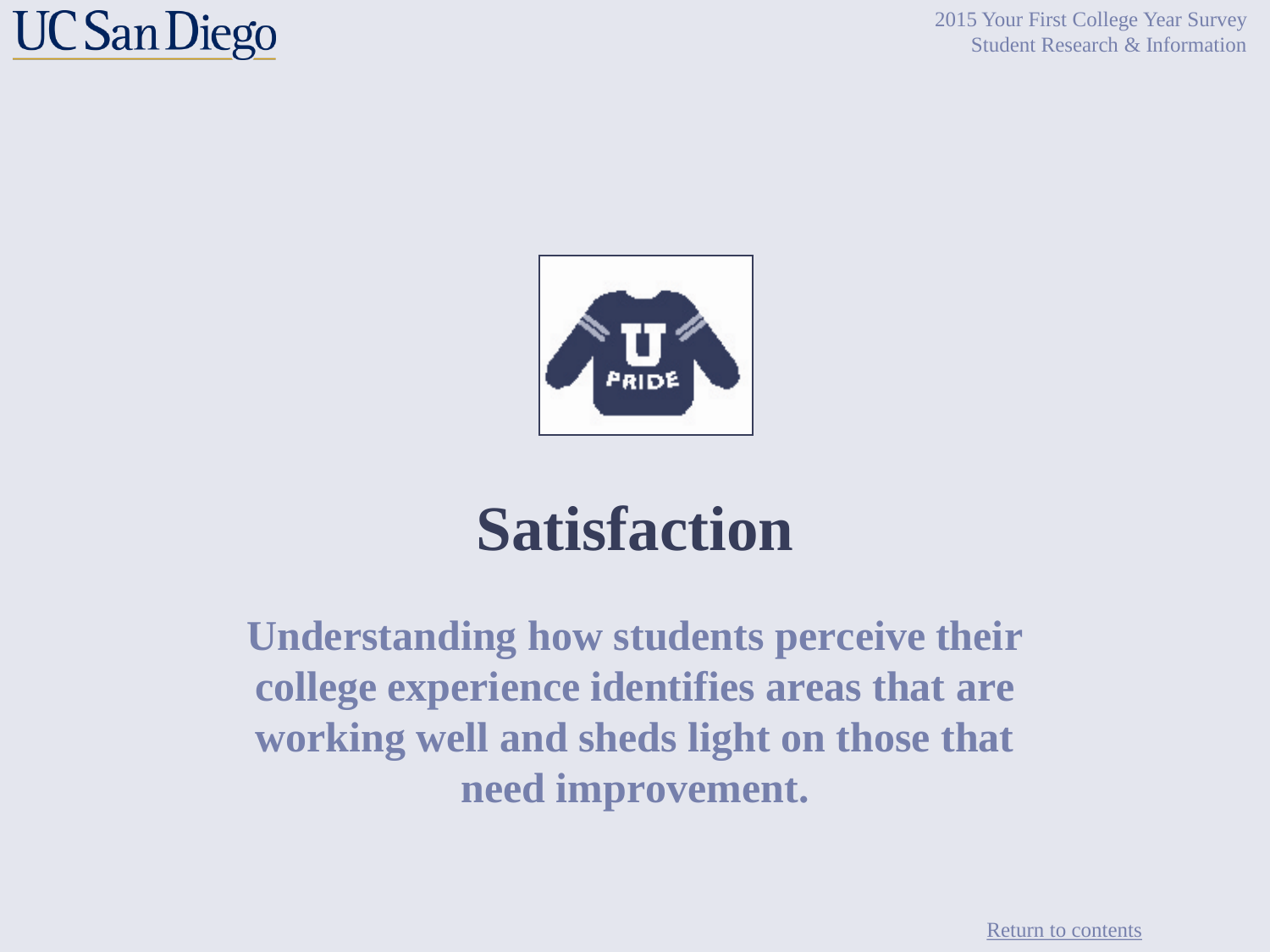# Satisfaction

**Understanding how students perceive their college experience identifies areas that are working well and sheds light on those that need improvement.**

Return to contents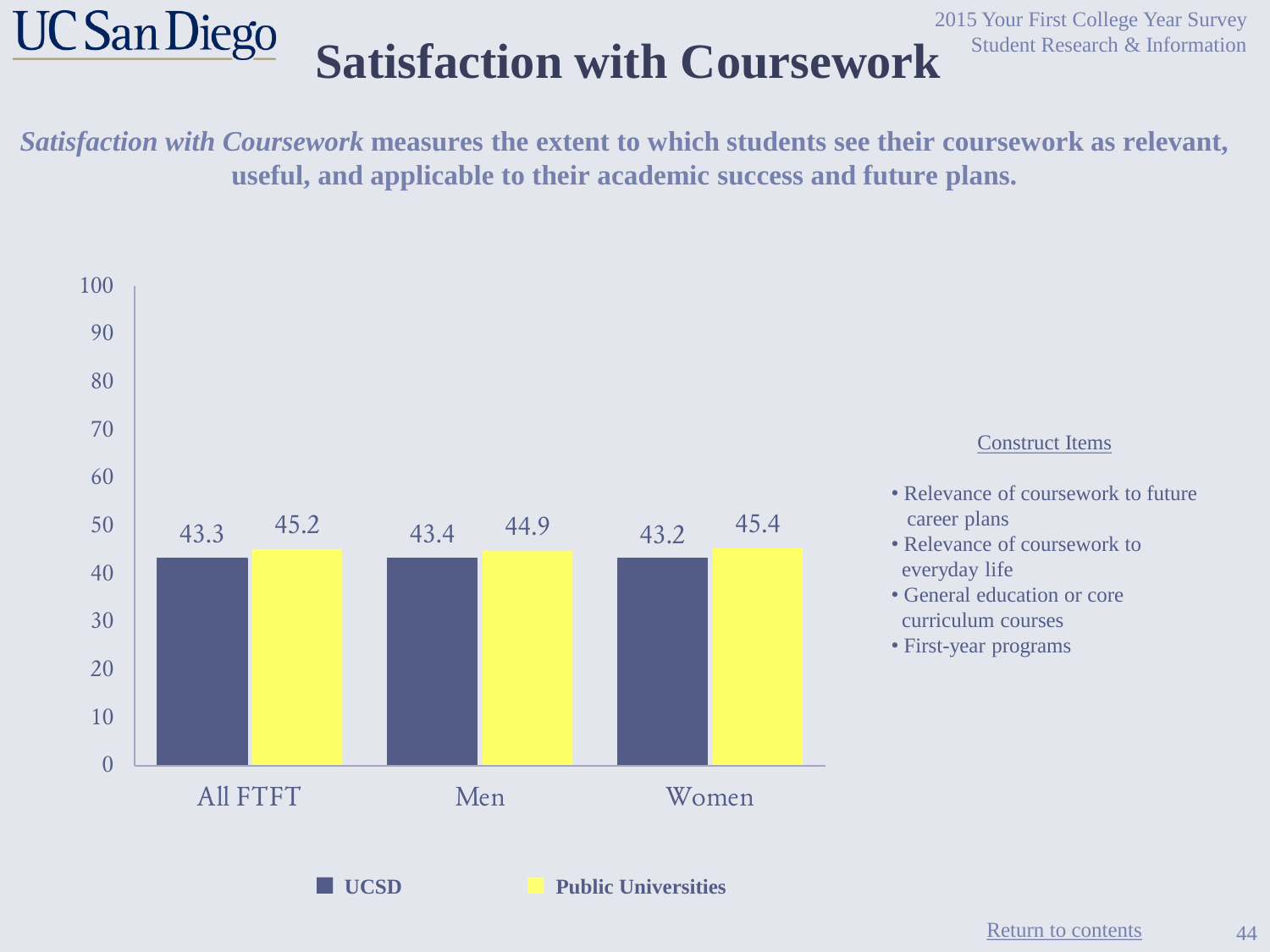UC San Diego

2015 Your First College Year Survey
Student Research & Information

# Satisfaction with Coursework

***Satisfaction with Coursework*** **measures the extent to which students see their coursework as relevant, useful, and applicable to their academic success and future plans.**

| | UCSD | Public Universities |
|---|---|---|
| All FTFT | 43.3 | 45.2 |
| Men | 43.4 | 44.9 |
| Women | 43.2 | 45.4 |

Construct Items

- Relevance of coursework to future career plans
- Relevance of coursework to everyday life
- General education or core curriculum courses
- First-year programs

Return to contents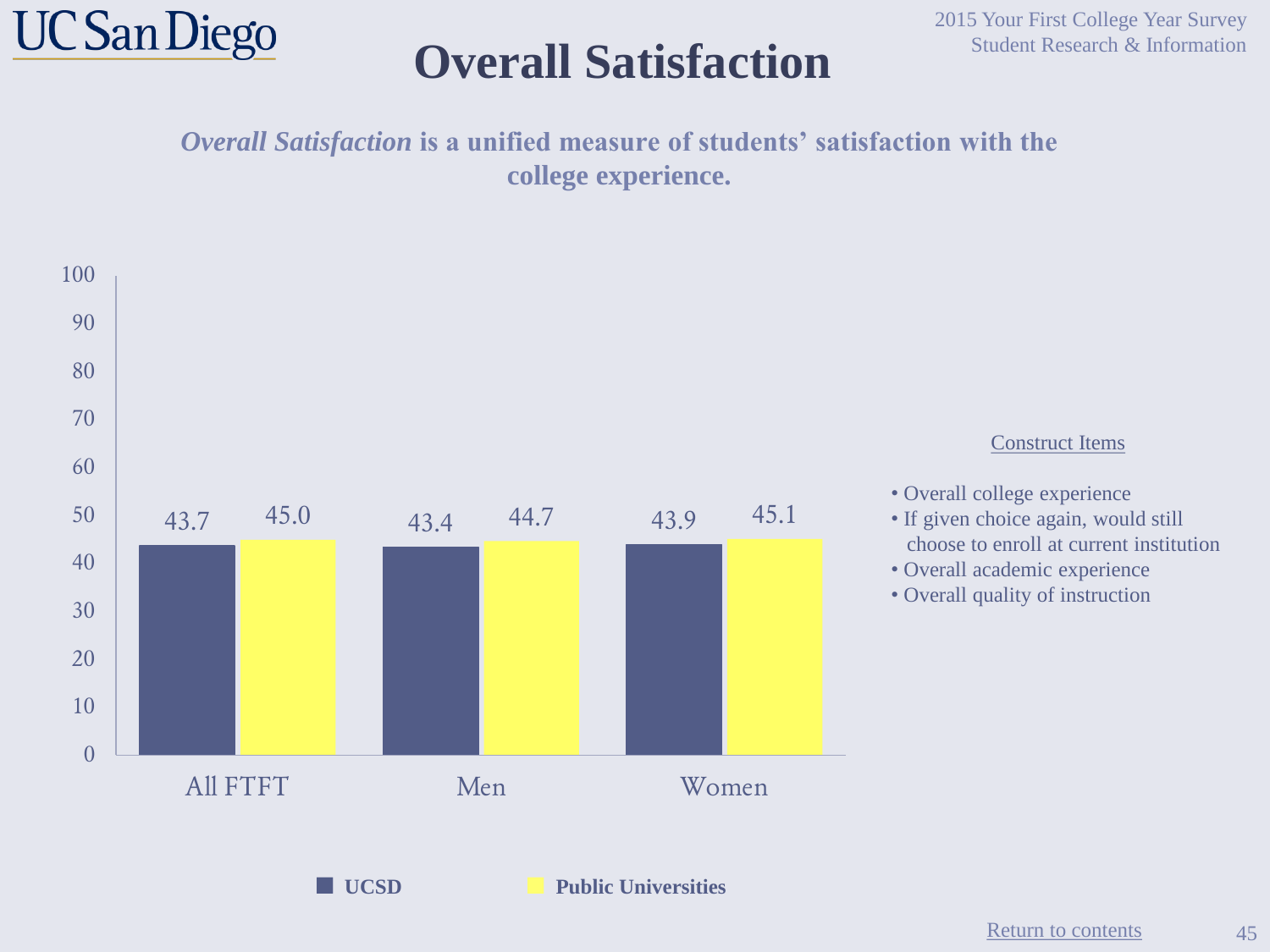# Overall Satisfaction

***Overall Satisfaction*** **is a unified measure of students' satisfaction with the college experience.**

| | UCSD | Public Universities |
|---|---|---|
| All FTFT | 43.7 | 45.0 |
| Men | 43.4 | 44.7 |
| Women | 43.9 | 45.1 |

Construct Items

- Overall college experience
- If given choice again, would still choose to enroll at current institution
- Overall academic experience
- Overall quality of instruction

Return to contents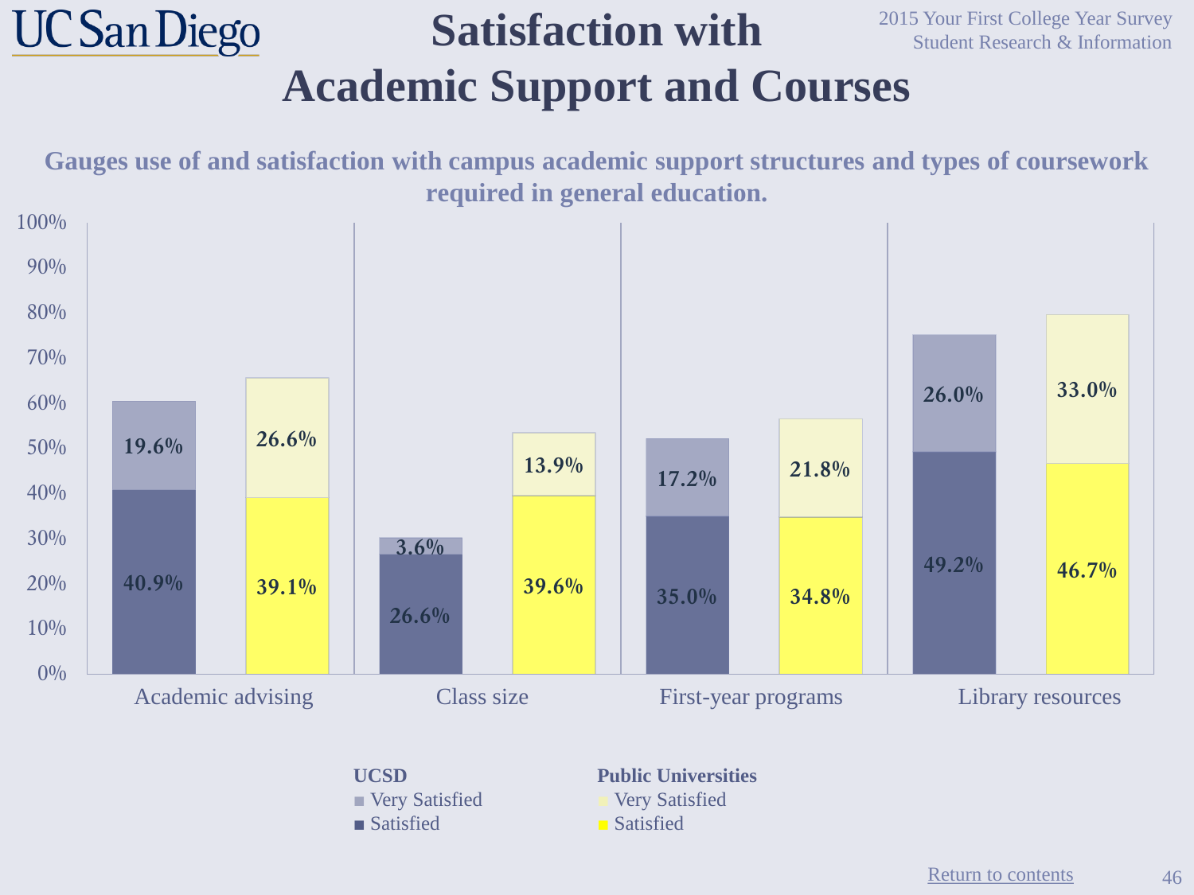# Satisfaction with Academic Support and Courses

2015 Your First College Year Survey
Student Research & Information

**Gauges use of and satisfaction with campus academic support structures and types of coursework required in general education.**

| | UCSD Satisfied | UCSD Very Satisfied | Public Universities Satisfied | Public Universities Very Satisfied |
|---|---|---|---|---|
| Academic advising | 40.9% | 19.6% | 39.1% | 26.6% |
| Class size | 26.6% | 3.6% | 39.6% | 13.9% |
| First-year programs | 35.0% | 17.2% | 34.8% | 21.8% |
| Library resources | 49.2% | 26.0% | 46.7% | 33.0% |

Return to contents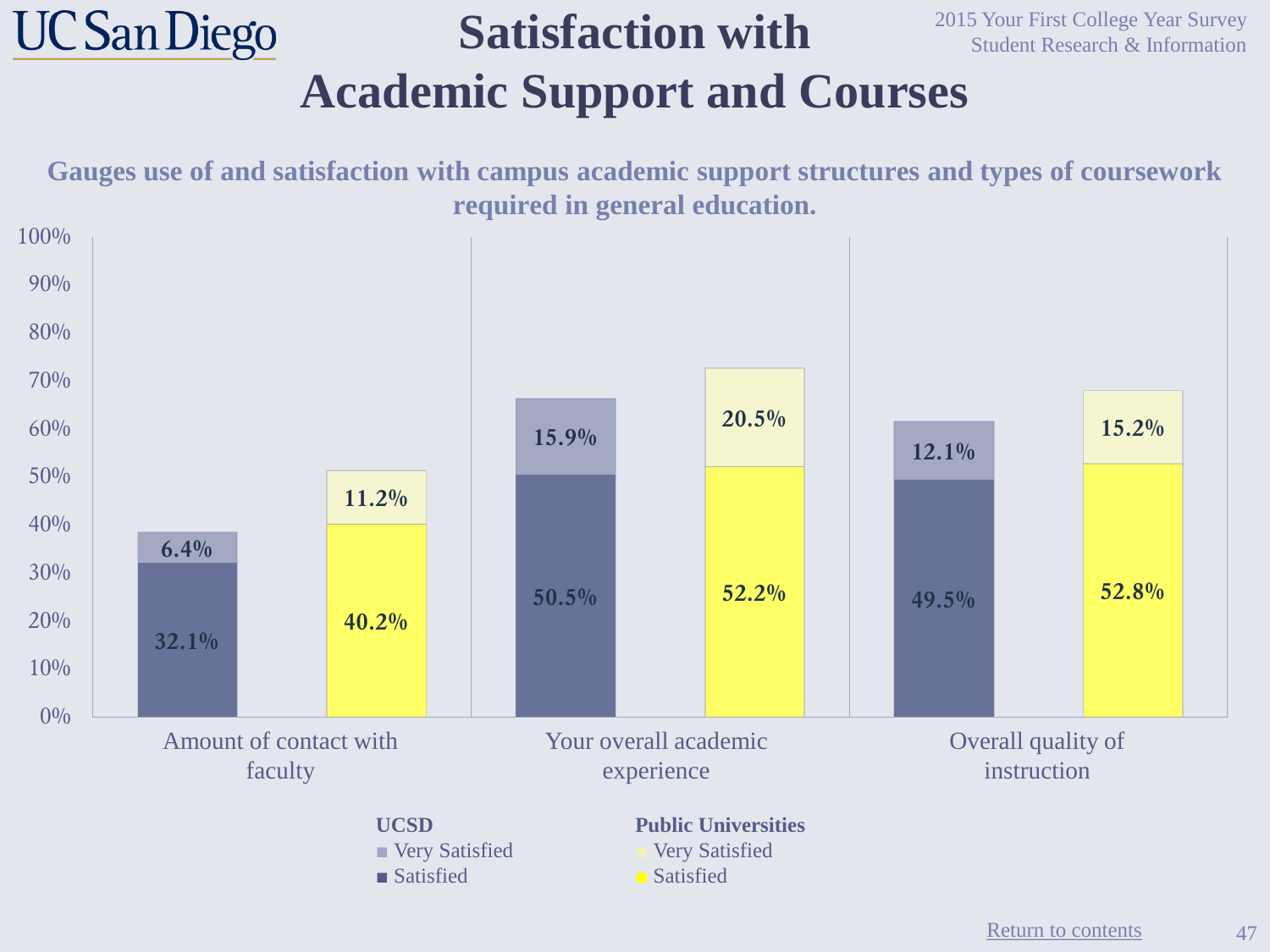# Satisfaction with Academic Support and Courses

**Gauges use of and satisfaction with campus academic support structures and types of coursework required in general education.**

| | UCSD Satisfied | UCSD Very Satisfied | Public Universities Satisfied | Public Universities Very Satisfied |
|---|---|---|---|---|
| Amount of contact with faculty | 32.1% | 6.4% | 40.2% | 11.2% |
| Your overall academic experience | 50.5% | 15.9% | 52.2% | 20.5% |
| Overall quality of instruction | 49.5% | 12.1% | 52.8% | 15.2% |

Return to contents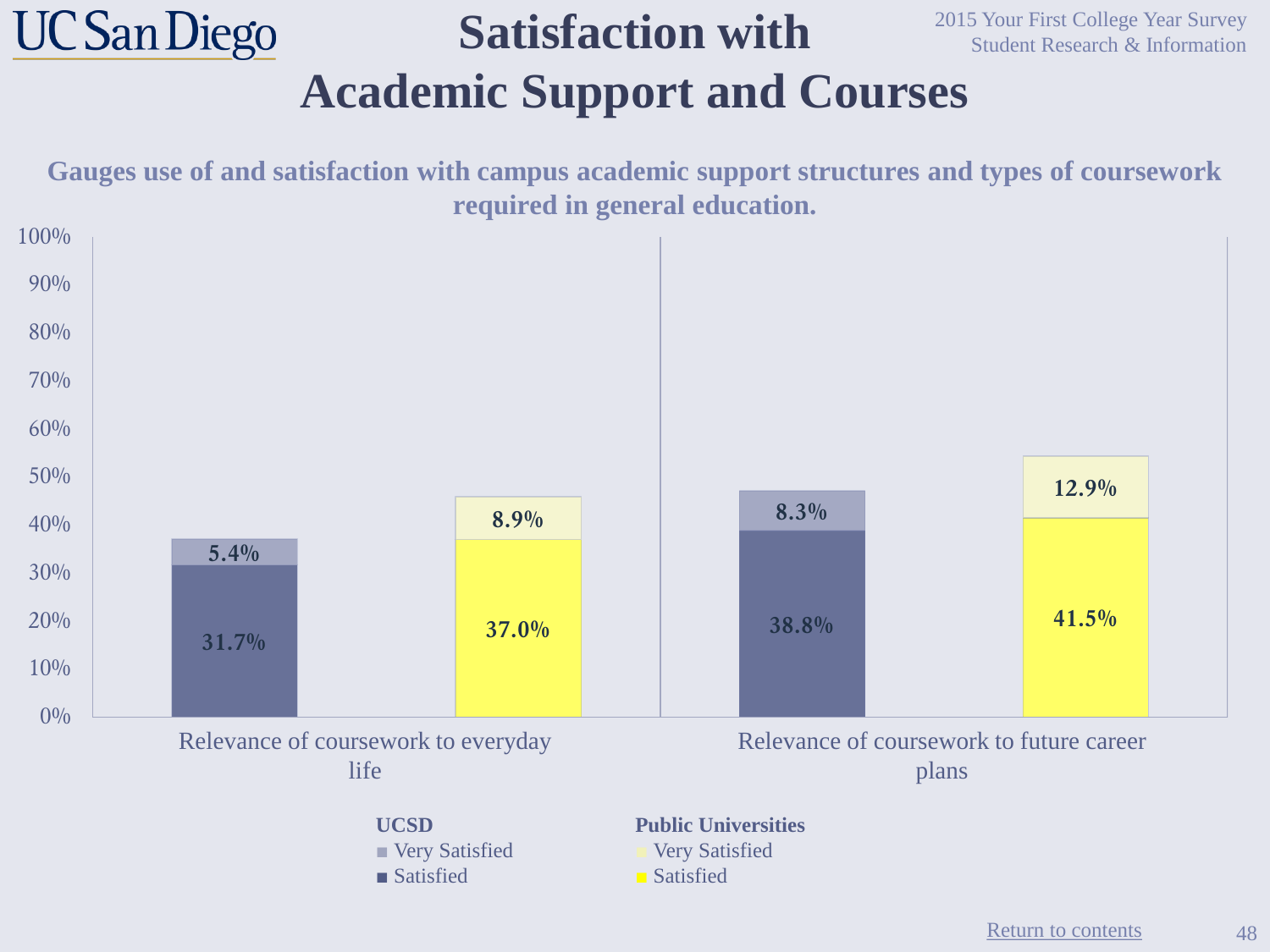# Satisfaction with Academic Support and Courses

2015 Your First College Year Survey
Student Research & Information

**Gauges use of and satisfaction with campus academic support structures and types of coursework required in general education.**

| | UCSD Satisfied | UCSD Very Satisfied | Public Universities Satisfied | Public Universities Very Satisfied |
|---|---|---|---|---|
| Relevance of coursework to everyday life | 31.7% | 5.4% | 37.0% | 8.9% |
| Relevance of coursework to future career plans | 38.8% | 8.3% | 41.5% | 12.9% |

Return to contents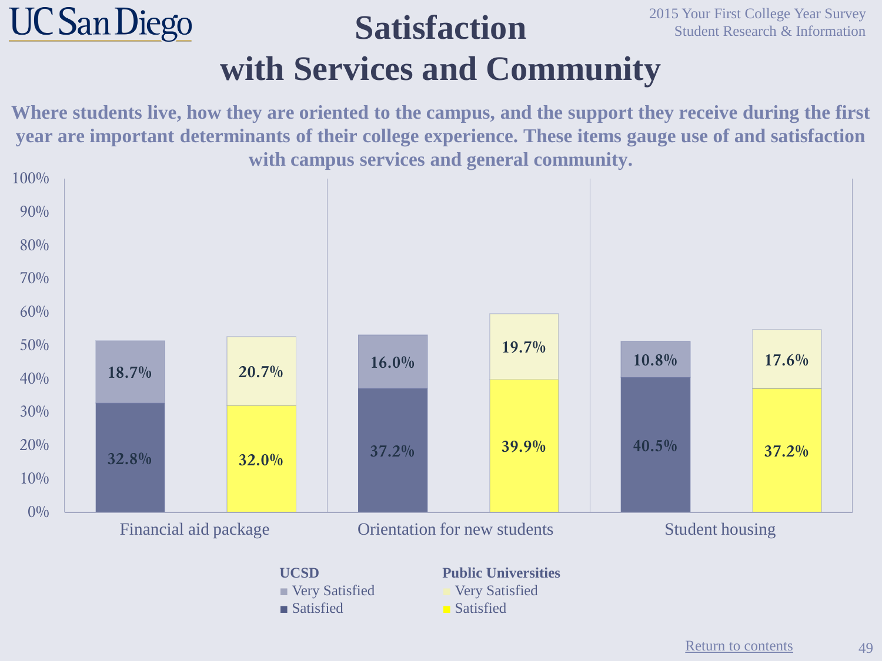UC San Diego

2015 Your First College Year Survey
Student Research & Information

# Satisfaction with Services and Community

**Where students live, how they are oriented to the campus, and the support they receive during the first year are important determinants of their college experience. These items gauge use of and satisfaction with campus services and general community.**

| | UCSD Satisfied | UCSD Very Satisfied | Public Universities Satisfied | Public Universities Very Satisfied |
|---|---|---|---|---|
| Financial aid package | 32.8% | 18.7% | 32.0% | 20.7% |
| Orientation for new students | 37.2% | 16.0% | 39.9% | 19.7% |
| Student housing | 40.5% | 10.8% | 37.2% | 17.6% |

Return to contents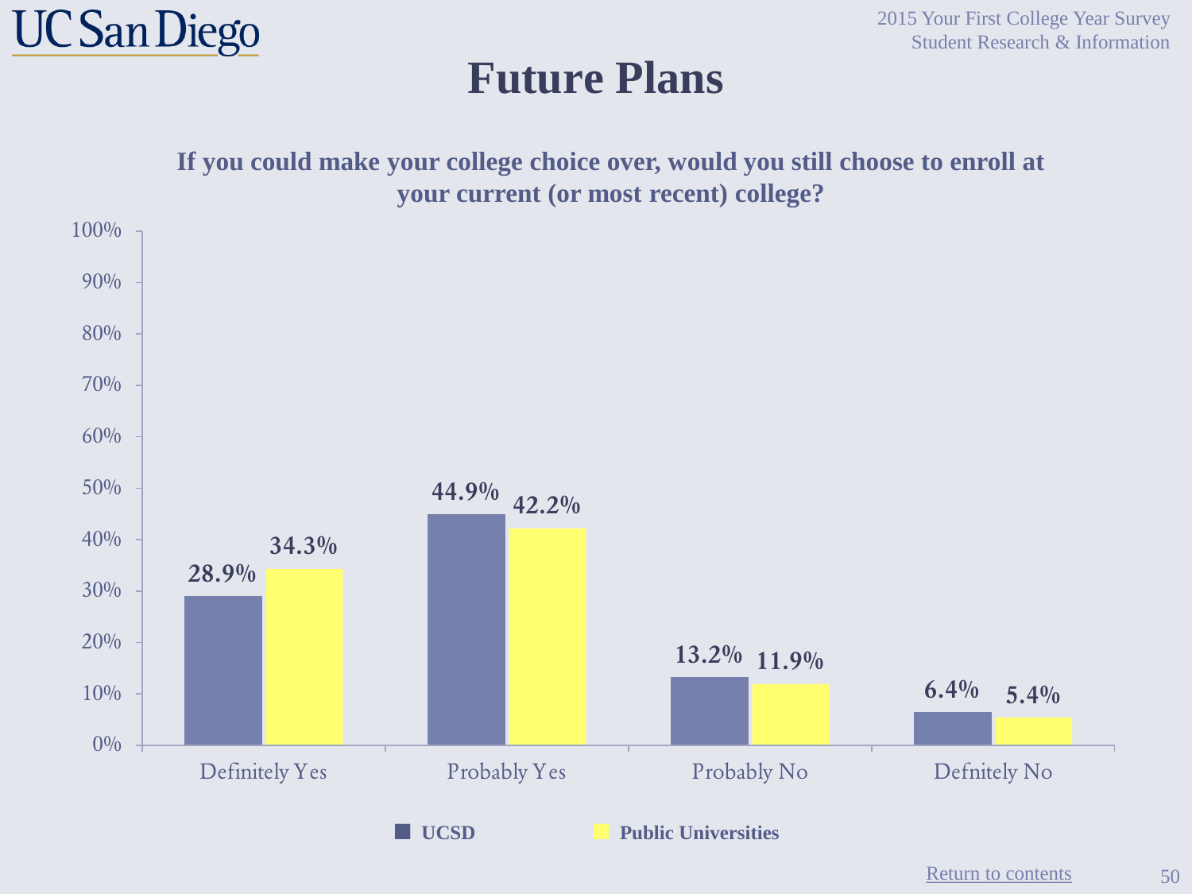# Future Plans

**If you could make your college choice over, would you still choose to enroll at your current (or most recent) college?**

| | UCSD | Public Universities |
|---|---|---|
| Definitely Yes | 28.9% | 34.3% |
| Probably Yes | 44.9% | 42.2% |
| Probably No | 13.2% | 11.9% |
| Defnitely No | 6.4% | 5.4% |

Return to contents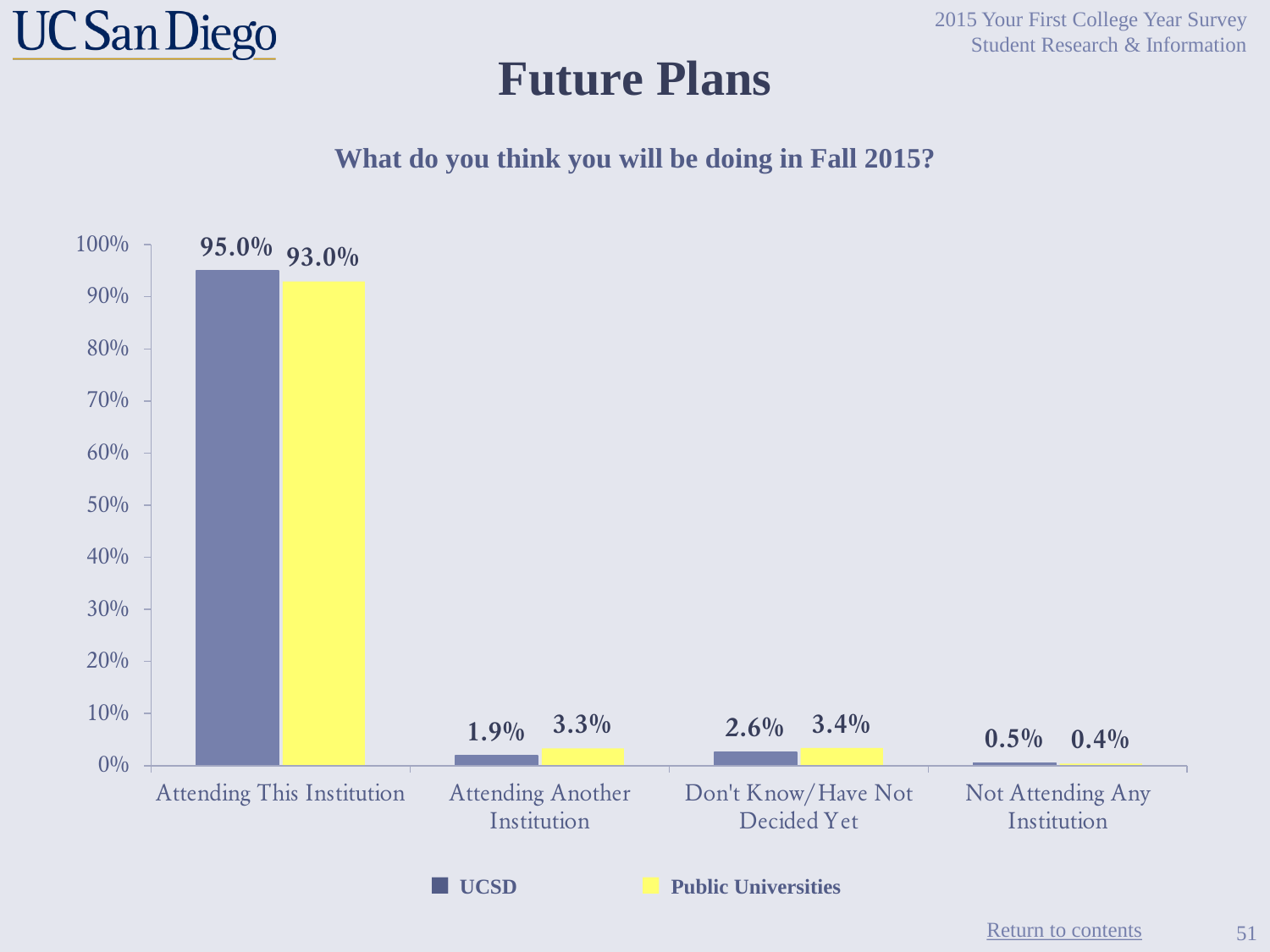# Future Plans

### What do you think you will be doing in Fall 2015?

| | UCSD | Public Universities |
|---|---|---|
| Attending This Institution | 95.0% | 93.0% |
| Attending Another Institution | 1.9% | 3.3% |
| Don't Know/Have Not Decided Yet | 2.6% | 3.4% |
| Not Attending Any Institution | 0.5% | 0.4% |

Return to contents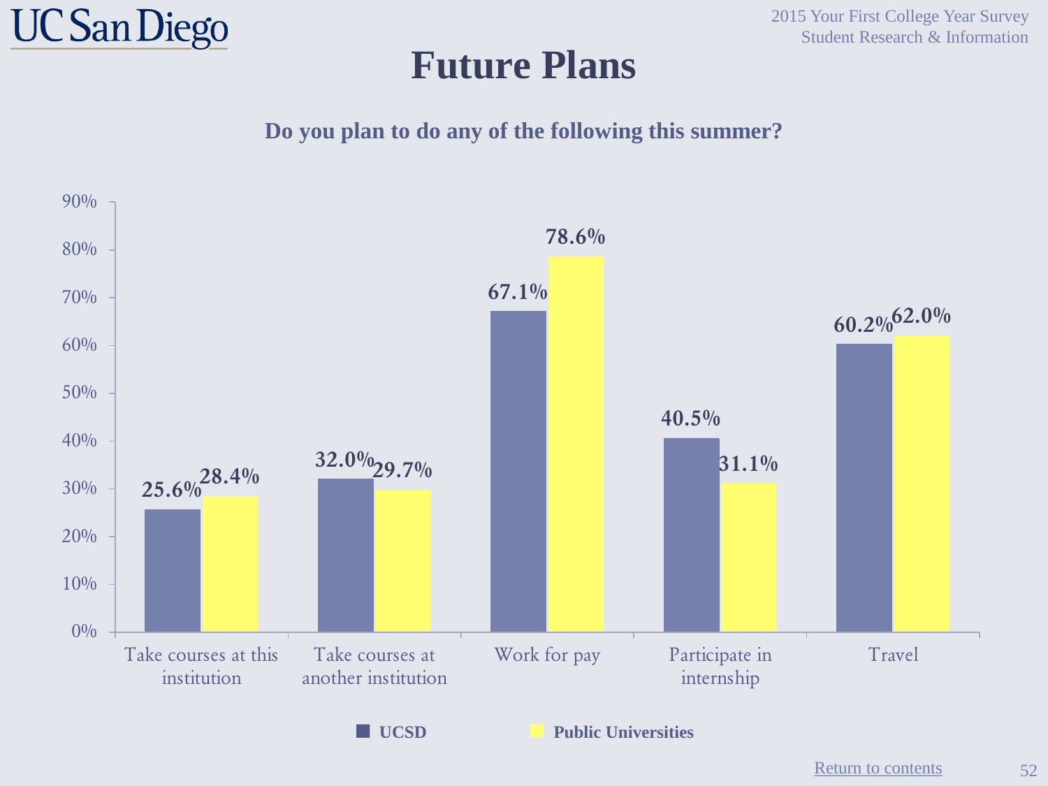# Future Plans

**Do you plan to do any of the following this summer?**

| | UCSD | Public Universities |
|---|---|---|
| Take courses at this institution | 25.6% | 28.4% |
| Take courses at another institution | 32.0% | 29.7% |
| Work for pay | 67.1% | 78.6% |
| Participate in internship | 40.5% | 31.1% |
| Travel | 60.2% | 62.0% |

Return to contents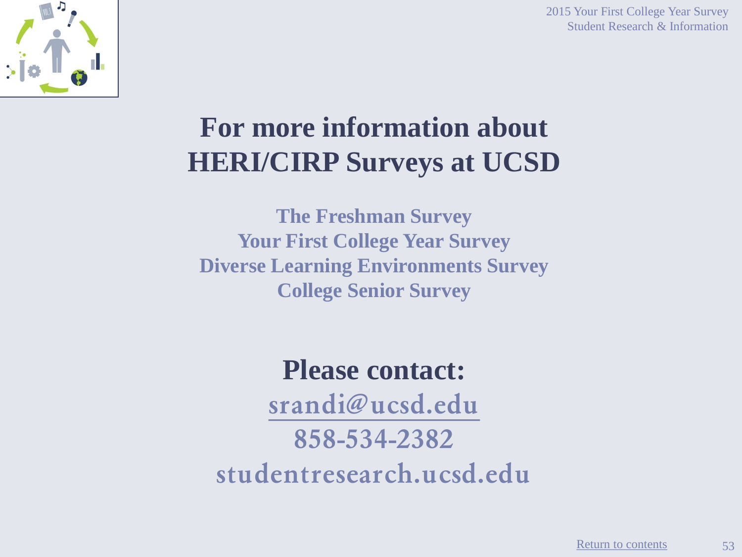# For more information about HERI/CIRP Surveys at UCSD

**The Freshman Survey**
**Your First College Year Survey**
**Diverse Learning Environments Survey**
**College Senior Survey**

## Please contact:

srandi@ucsd.edu

858-534-2382

studentresearch.ucsd.edu

Return to contents